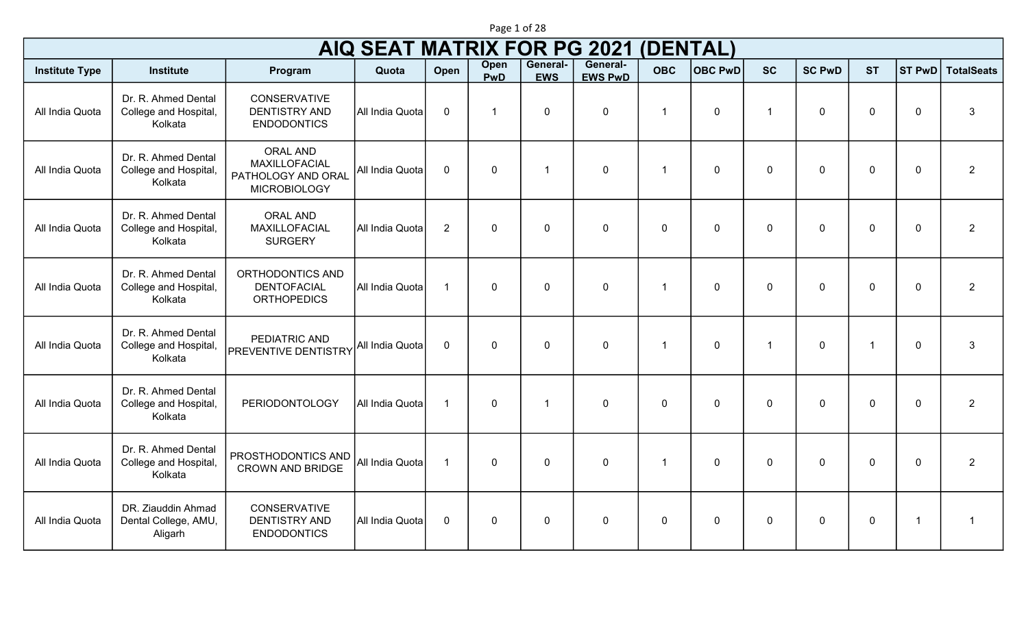# AIQ SEAT MATRIX FOR PG 2021 (DENTAL)

| Institute Type | Institute | Program | Quota | Open | Open PwD | General-EWS | General-EWS PwD | OBC | OBC PwD | SC | SC PwD | ST | ST PwD | TotalSeats |
|---|---|---|---|---|---|---|---|---|---|---|---|---|---|---|
| All India Quota | Dr. R. Ahmed Dental College and Hospital, Kolkata | CONSERVATIVE DENTISTRY AND ENDODONTICS | All India Quota | 0 | 1 | 0 | 0 | 1 | 0 | 1 | 0 | 0 | 0 | 3 |
| All India Quota | Dr. R. Ahmed Dental College and Hospital, Kolkata | ORAL AND MAXILLOFACIAL PATHOLOGY AND ORAL MICROBIOLOGY | All India Quota | 0 | 0 | 1 | 0 | 1 | 0 | 0 | 0 | 0 | 0 | 2 |
| All India Quota | Dr. R. Ahmed Dental College and Hospital, Kolkata | ORAL AND MAXILLOFACIAL SURGERY | All India Quota | 2 | 0 | 0 | 0 | 0 | 0 | 0 | 0 | 0 | 0 | 2 |
| All India Quota | Dr. R. Ahmed Dental College and Hospital, Kolkata | ORTHODONTICS AND DENTOFACIAL ORTHOPEDICS | All India Quota | 1 | 0 | 0 | 0 | 1 | 0 | 0 | 0 | 0 | 0 | 2 |
| All India Quota | Dr. R. Ahmed Dental College and Hospital, Kolkata | PEDIATRIC AND PREVENTIVE DENTISTRY | All India Quota | 0 | 0 | 0 | 0 | 1 | 0 | 1 | 0 | 1 | 0 | 3 |
| All India Quota | Dr. R. Ahmed Dental College and Hospital, Kolkata | PERIODONTOLOGY | All India Quota | 1 | 0 | 1 | 0 | 0 | 0 | 0 | 0 | 0 | 0 | 2 |
| All India Quota | Dr. R. Ahmed Dental College and Hospital, Kolkata | PROSTHODONTICS AND CROWN AND BRIDGE | All India Quota | 1 | 0 | 0 | 0 | 1 | 0 | 0 | 0 | 0 | 0 | 2 |
| All India Quota | DR. Ziauddin Ahmad Dental College, AMU, Aligarh | CONSERVATIVE DENTISTRY AND ENDODONTICS | All India Quota | 0 | 0 | 0 | 0 | 0 | 0 | 0 | 0 | 0 | 1 | 1 |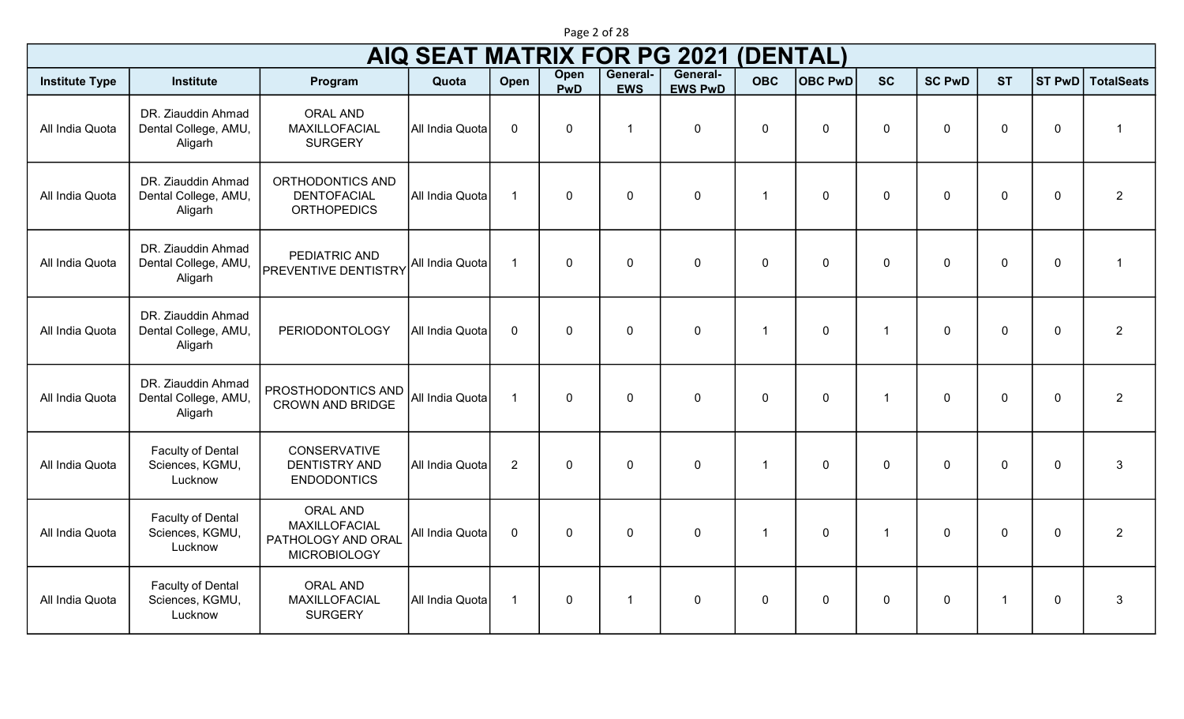# AIQ SEAT MATRIX FOR PG 2021 (DENTAL)

| Institute Type | Institute | Program | Quota | Open | Open PwD | General-EWS | General-EWS PwD | OBC | OBC PwD | SC | SC PwD | ST | ST PwD | TotalSeats |
|---|---|---|---|---|---|---|---|---|---|---|---|---|---|---|
| All India Quota | DR. Ziauddin Ahmad Dental College, AMU, Aligarh | ORAL AND MAXILLOFACIAL SURGERY | All India Quota | 0 | 0 | 1 | 0 | 0 | 0 | 0 | 0 | 0 | 0 | 1 |
| All India Quota | DR. Ziauddin Ahmad Dental College, AMU, Aligarh | ORTHODONTICS AND DENTOFACIAL ORTHOPEDICS | All India Quota | 1 | 0 | 0 | 0 | 1 | 0 | 0 | 0 | 0 | 0 | 2 |
| All India Quota | DR. Ziauddin Ahmad Dental College, AMU, Aligarh | PEDIATRIC AND PREVENTIVE DENTISTRY | All India Quota | 1 | 0 | 0 | 0 | 0 | 0 | 0 | 0 | 0 | 0 | 1 |
| All India Quota | DR. Ziauddin Ahmad Dental College, AMU, Aligarh | PERIODONTOLOGY | All India Quota | 0 | 0 | 0 | 0 | 1 | 0 | 1 | 0 | 0 | 0 | 2 |
| All India Quota | DR. Ziauddin Ahmad Dental College, AMU, Aligarh | PROSTHODONTICS AND CROWN AND BRIDGE | All India Quota | 1 | 0 | 0 | 0 | 0 | 0 | 1 | 0 | 0 | 0 | 2 |
| All India Quota | Faculty of Dental Sciences, KGMU, Lucknow | CONSERVATIVE DENTISTRY AND ENDODONTICS | All India Quota | 2 | 0 | 0 | 0 | 1 | 0 | 0 | 0 | 0 | 0 | 3 |
| All India Quota | Faculty of Dental Sciences, KGMU, Lucknow | ORAL AND MAXILLOFACIAL PATHOLOGY AND ORAL MICROBIOLOGY | All India Quota | 0 | 0 | 0 | 0 | 1 | 0 | 1 | 0 | 0 | 0 | 2 |
| All India Quota | Faculty of Dental Sciences, KGMU, Lucknow | ORAL AND MAXILLOFACIAL SURGERY | All India Quota | 1 | 0 | 1 | 0 | 0 | 0 | 0 | 0 | 1 | 0 | 3 |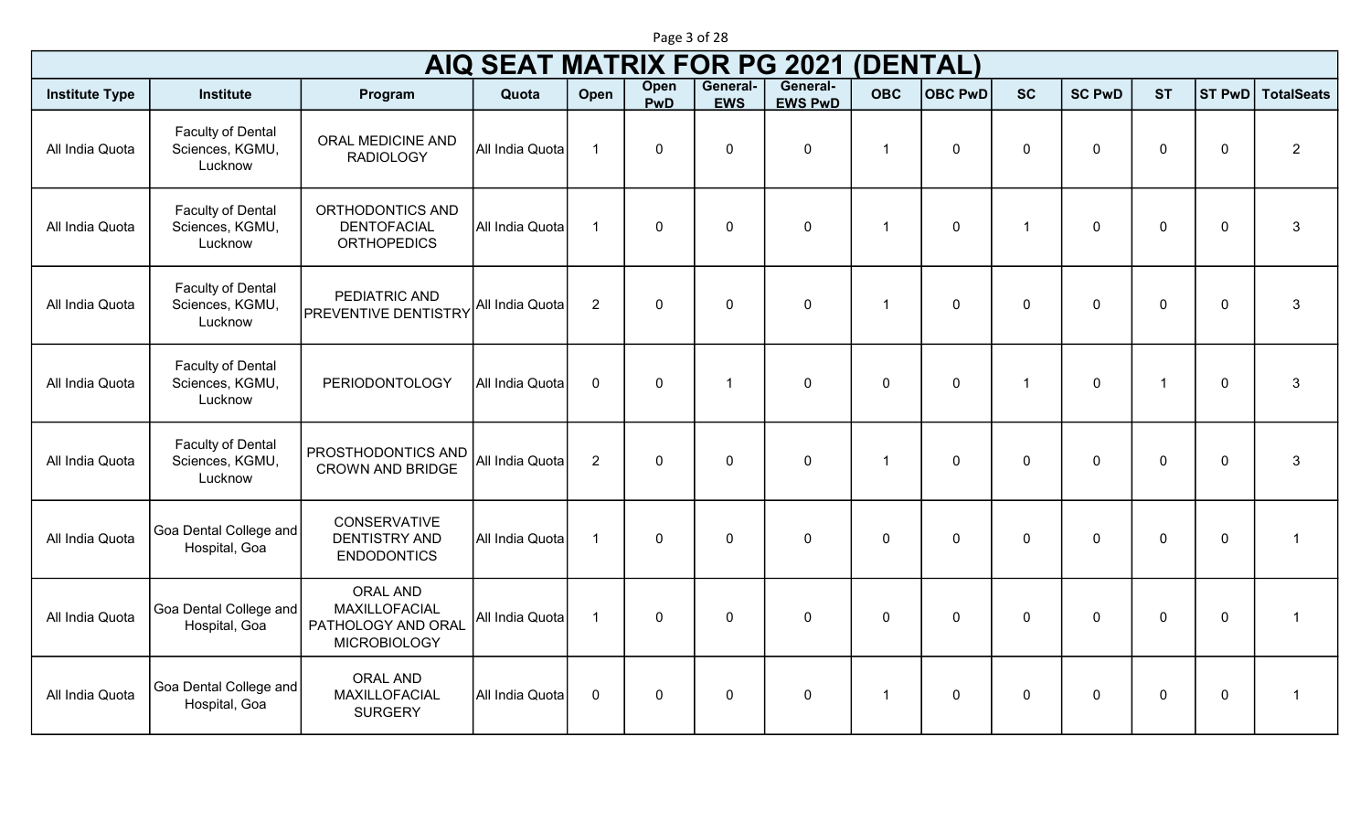# AIQ SEAT MATRIX FOR PG 2021 (DENTAL)

| Institute Type | Institute | Program | Quota | Open | Open PwD | General-EWS | General-EWS PwD | OBC | OBC PwD | SC | SC PwD | ST | ST PwD | TotalSeats |
|---|---|---|---|---|---|---|---|---|---|---|---|---|---|---|
| All India Quota | Faculty of Dental Sciences, KGMU, Lucknow | ORAL MEDICINE AND RADIOLOGY | All India Quota | 1 | 0 | 0 | 0 | 1 | 0 | 0 | 0 | 0 | 0 | 2 |
| All India Quota | Faculty of Dental Sciences, KGMU, Lucknow | ORTHODONTICS AND DENTOFACIAL ORTHOPEDICS | All India Quota | 1 | 0 | 0 | 0 | 1 | 0 | 1 | 0 | 0 | 0 | 3 |
| All India Quota | Faculty of Dental Sciences, KGMU, Lucknow | PEDIATRIC AND PREVENTIVE DENTISTRY | All India Quota | 2 | 0 | 0 | 0 | 1 | 0 | 0 | 0 | 0 | 0 | 3 |
| All India Quota | Faculty of Dental Sciences, KGMU, Lucknow | PERIODONTOLOGY | All India Quota | 0 | 0 | 1 | 0 | 0 | 0 | 1 | 0 | 1 | 0 | 3 |
| All India Quota | Faculty of Dental Sciences, KGMU, Lucknow | PROSTHODONTICS AND CROWN AND BRIDGE | All India Quota | 2 | 0 | 0 | 0 | 1 | 0 | 0 | 0 | 0 | 0 | 3 |
| All India Quota | Goa Dental College and Hospital, Goa | CONSERVATIVE DENTISTRY AND ENDODONTICS | All India Quota | 1 | 0 | 0 | 0 | 0 | 0 | 0 | 0 | 0 | 0 | 1 |
| All India Quota | Goa Dental College and Hospital, Goa | ORAL AND MAXILLOFACIAL PATHOLOGY AND ORAL MICROBIOLOGY | All India Quota | 1 | 0 | 0 | 0 | 0 | 0 | 0 | 0 | 0 | 0 | 1 |
| All India Quota | Goa Dental College and Hospital, Goa | ORAL AND MAXILLOFACIAL SURGERY | All India Quota | 0 | 0 | 0 | 0 | 1 | 0 | 0 | 0 | 0 | 0 | 1 |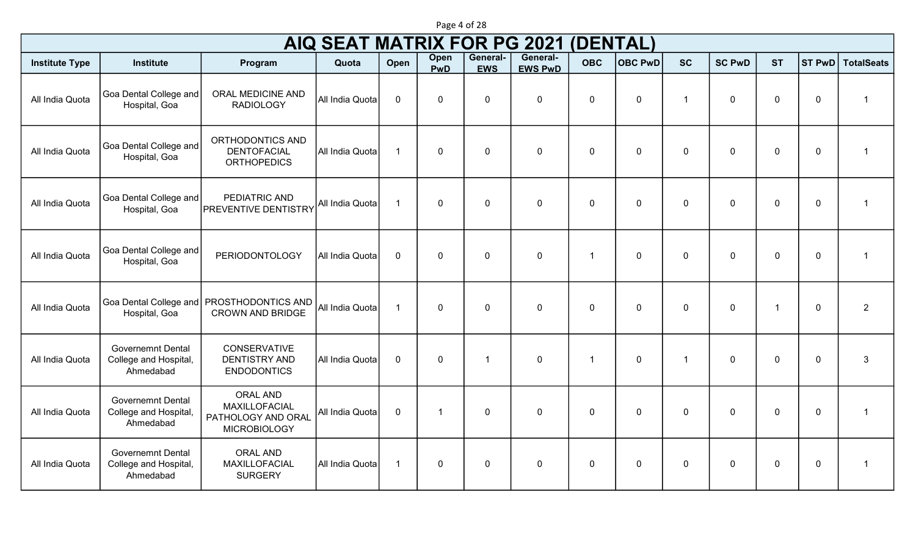# AIQ SEAT MATRIX FOR PG 2021 (DENTAL)

| Institute Type | Institute | Program | Quota | Open | Open PwD | General-EWS | General-EWS PwD | OBC | OBC PwD | SC | SC PwD | ST | ST PwD | TotalSeats |
|---|---|---|---|---|---|---|---|---|---|---|---|---|---|---|
| All India Quota | Goa Dental College and Hospital, Goa | ORAL MEDICINE AND RADIOLOGY | All India Quota | 0 | 0 | 0 | 0 | 0 | 0 | 1 | 0 | 0 | 0 | 1 |
| All India Quota | Goa Dental College and Hospital, Goa | ORTHODONTICS AND DENTOFACIAL ORTHOPEDICS | All India Quota | 1 | 0 | 0 | 0 | 0 | 0 | 0 | 0 | 0 | 0 | 1 |
| All India Quota | Goa Dental College and Hospital, Goa | PEDIATRIC AND PREVENTIVE DENTISTRY | All India Quota | 1 | 0 | 0 | 0 | 0 | 0 | 0 | 0 | 0 | 0 | 1 |
| All India Quota | Goa Dental College and Hospital, Goa | PERIODONTOLOGY | All India Quota | 0 | 0 | 0 | 0 | 1 | 0 | 0 | 0 | 0 | 0 | 1 |
| All India Quota | Goa Dental College and Hospital, Goa | PROSTHODONTICS AND CROWN AND BRIDGE | All India Quota | 1 | 0 | 0 | 0 | 0 | 0 | 0 | 0 | 1 | 0 | 2 |
| All India Quota | Governemnt Dental College and Hospital, Ahmedabad | CONSERVATIVE DENTISTRY AND ENDODONTICS | All India Quota | 0 | 0 | 1 | 0 | 1 | 0 | 1 | 0 | 0 | 0 | 3 |
| All India Quota | Governemnt Dental College and Hospital, Ahmedabad | ORAL AND MAXILLOFACIAL PATHOLOGY AND ORAL MICROBIOLOGY | All India Quota | 0 | 1 | 0 | 0 | 0 | 0 | 0 | 0 | 0 | 0 | 1 |
| All India Quota | Governemnt Dental College and Hospital, Ahmedabad | ORAL AND MAXILLOFACIAL SURGERY | All India Quota | 1 | 0 | 0 | 0 | 0 | 0 | 0 | 0 | 0 | 0 | 1 |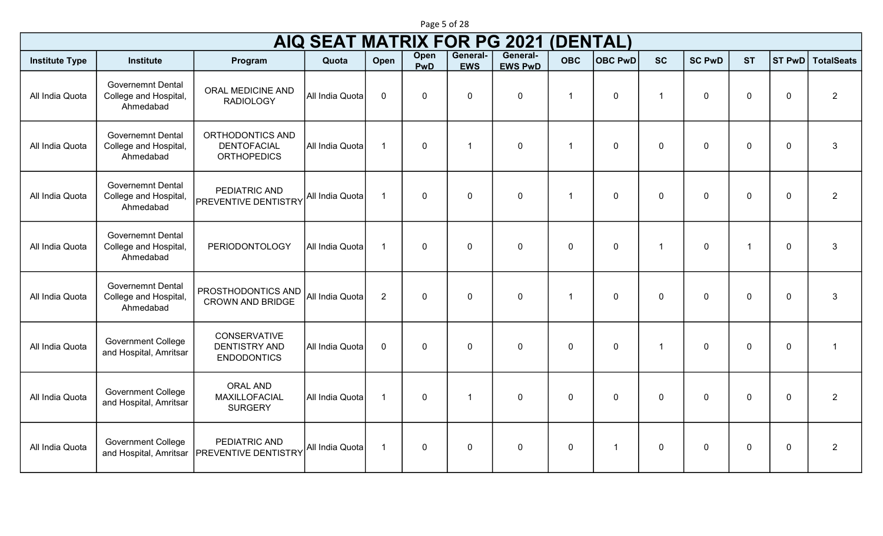# AIQ SEAT MATRIX FOR PG 2021 (DENTAL)

| Institute Type | Institute | Program | Quota | Open | Open PwD | General-EWS | General-EWS PwD | OBC | OBC PwD | SC | SC PwD | ST | ST PwD | TotalSeats |
|---|---|---|---|---|---|---|---|---|---|---|---|---|---|---|
| All India Quota | Governemnt Dental College and Hospital, Ahmedabad | ORAL MEDICINE AND RADIOLOGY | All India Quota | 0 | 0 | 0 | 0 | 1 | 0 | 1 | 0 | 0 | 0 | 2 |
| All India Quota | Governemnt Dental College and Hospital, Ahmedabad | ORTHODONTICS AND DENTOFACIAL ORTHOPEDICS | All India Quota | 1 | 0 | 1 | 0 | 1 | 0 | 0 | 0 | 0 | 0 | 3 |
| All India Quota | Governemnt Dental College and Hospital, Ahmedabad | PEDIATRIC AND PREVENTIVE DENTISTRY | All India Quota | 1 | 0 | 0 | 0 | 1 | 0 | 0 | 0 | 0 | 0 | 2 |
| All India Quota | Governemnt Dental College and Hospital, Ahmedabad | PERIODONTOLOGY | All India Quota | 1 | 0 | 0 | 0 | 0 | 0 | 1 | 0 | 1 | 0 | 3 |
| All India Quota | Governemnt Dental College and Hospital, Ahmedabad | PROSTHODONTICS AND CROWN AND BRIDGE | All India Quota | 2 | 0 | 0 | 0 | 1 | 0 | 0 | 0 | 0 | 0 | 3 |
| All India Quota | Government College and Hospital, Amritsar | CONSERVATIVE DENTISTRY AND ENDODONTICS | All India Quota | 0 | 0 | 0 | 0 | 0 | 0 | 1 | 0 | 0 | 0 | 1 |
| All India Quota | Government College and Hospital, Amritsar | ORAL AND MAXILLOFACIAL SURGERY | All India Quota | 1 | 0 | 1 | 0 | 0 | 0 | 0 | 0 | 0 | 0 | 2 |
| All India Quota | Government College and Hospital, Amritsar | PEDIATRIC AND PREVENTIVE DENTISTRY | All India Quota | 1 | 0 | 0 | 0 | 0 | 1 | 0 | 0 | 0 | 0 | 2 |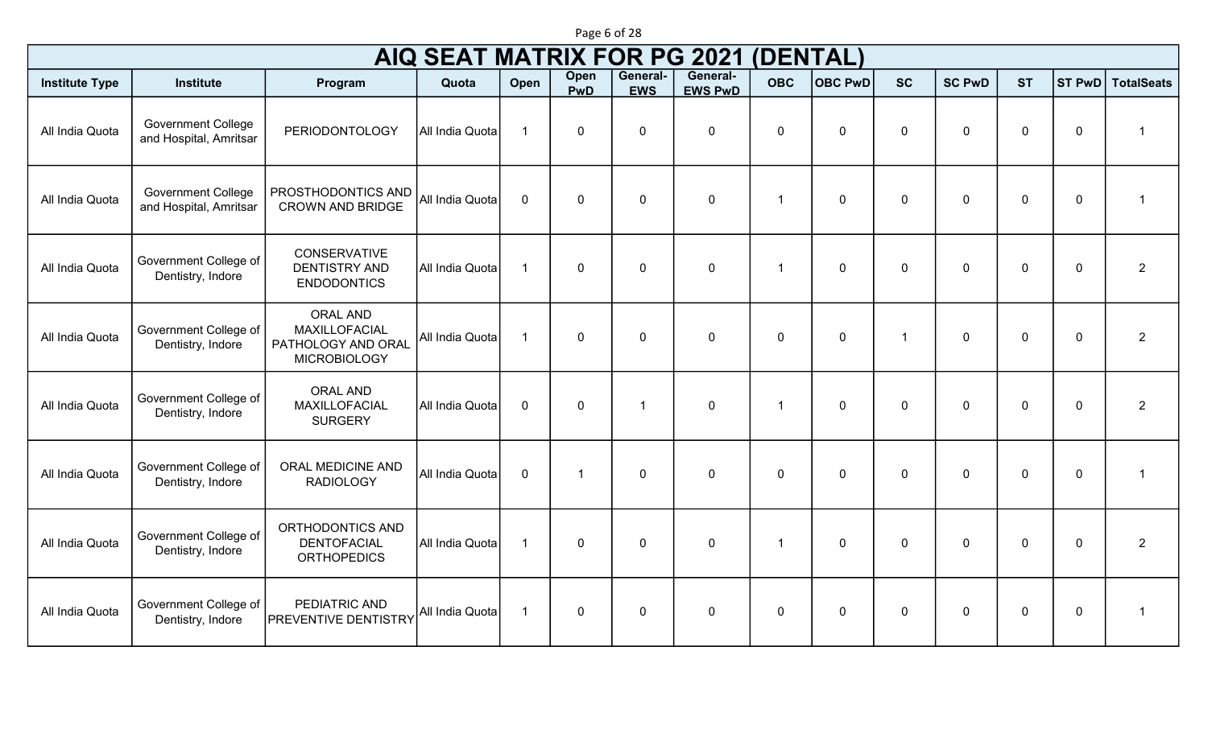# AIQ SEAT MATRIX FOR PG 2021 (DENTAL)

| Institute Type | Institute | Program | Quota | Open | Open PwD | General-EWS | General-EWS PwD | OBC | OBC PwD | SC | SC PwD | ST | ST PwD | TotalSeats |
|---|---|---|---|---|---|---|---|---|---|---|---|---|---|---|
| All India Quota | Government College and Hospital, Amritsar | PERIODONTOLOGY | All India Quota | 1 | 0 | 0 | 0 | 0 | 0 | 0 | 0 | 0 | 0 | 1 |
| All India Quota | Government College and Hospital, Amritsar | PROSTHODONTICS AND CROWN AND BRIDGE | All India Quota | 0 | 0 | 0 | 0 | 1 | 0 | 0 | 0 | 0 | 0 | 1 |
| All India Quota | Government College of Dentistry, Indore | CONSERVATIVE DENTISTRY AND ENDODONTICS | All India Quota | 1 | 0 | 0 | 0 | 1 | 0 | 0 | 0 | 0 | 0 | 2 |
| All India Quota | Government College of Dentistry, Indore | ORAL AND MAXILLOFACIAL PATHOLOGY AND ORAL MICROBIOLOGY | All India Quota | 1 | 0 | 0 | 0 | 0 | 0 | 1 | 0 | 0 | 0 | 2 |
| All India Quota | Government College of Dentistry, Indore | ORAL AND MAXILLOFACIAL SURGERY | All India Quota | 0 | 0 | 1 | 0 | 1 | 0 | 0 | 0 | 0 | 0 | 2 |
| All India Quota | Government College of Dentistry, Indore | ORAL MEDICINE AND RADIOLOGY | All India Quota | 0 | 1 | 0 | 0 | 0 | 0 | 0 | 0 | 0 | 0 | 1 |
| All India Quota | Government College of Dentistry, Indore | ORTHODONTICS AND DENTOFACIAL ORTHOPEDICS | All India Quota | 1 | 0 | 0 | 0 | 1 | 0 | 0 | 0 | 0 | 0 | 2 |
| All India Quota | Government College of Dentistry, Indore | PEDIATRIC AND PREVENTIVE DENTISTRY | All India Quota | 1 | 0 | 0 | 0 | 0 | 0 | 0 | 0 | 0 | 0 | 1 |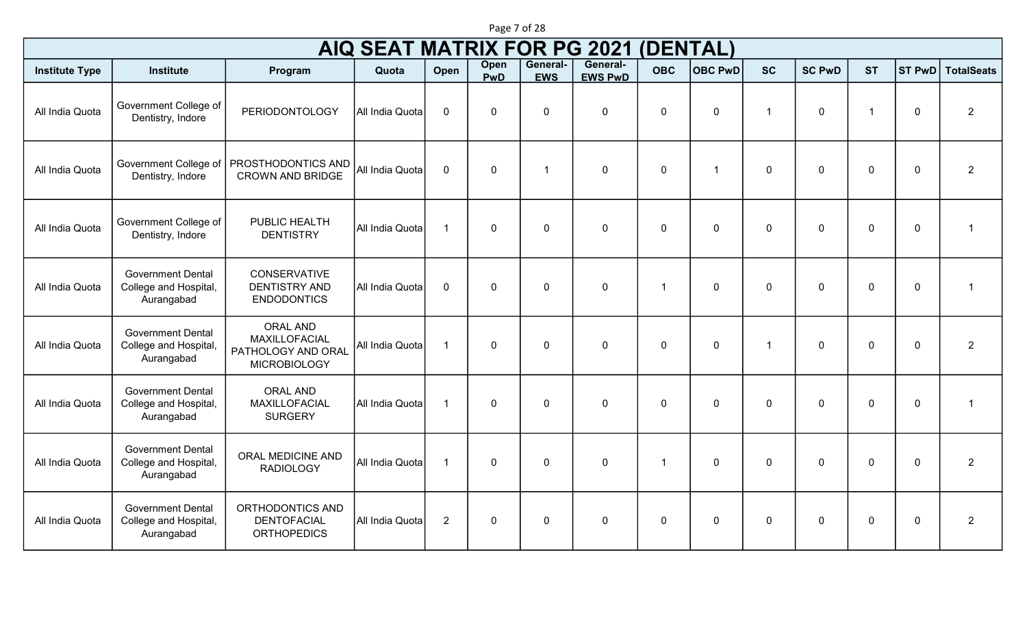# AIQ SEAT MATRIX FOR PG 2021 (DENTAL)

| Institute Type | Institute | Program | Quota | Open | Open PwD | General-EWS | General-EWS PwD | OBC | OBC PwD | SC | SC PwD | ST | ST PwD | TotalSeats |
|---|---|---|---|---|---|---|---|---|---|---|---|---|---|---|
| All India Quota | Government College of Dentistry, Indore | PERIODONTOLOGY | All India Quota | 0 | 0 | 0 | 0 | 0 | 0 | 1 | 0 | 1 | 0 | 2 |
| All India Quota | Government College of Dentistry, Indore | PROSTHODONTICS AND CROWN AND BRIDGE | All India Quota | 0 | 0 | 1 | 0 | 0 | 1 | 0 | 0 | 0 | 0 | 2 |
| All India Quota | Government College of Dentistry, Indore | PUBLIC HEALTH DENTISTRY | All India Quota | 1 | 0 | 0 | 0 | 0 | 0 | 0 | 0 | 0 | 0 | 1 |
| All India Quota | Government Dental College and Hospital, Aurangabad | CONSERVATIVE DENTISTRY AND ENDODONTICS | All India Quota | 0 | 0 | 0 | 0 | 1 | 0 | 0 | 0 | 0 | 0 | 1 |
| All India Quota | Government Dental College and Hospital, Aurangabad | ORAL AND MAXILLOFACIAL PATHOLOGY AND ORAL MICROBIOLOGY | All India Quota | 1 | 0 | 0 | 0 | 0 | 0 | 1 | 0 | 0 | 0 | 2 |
| All India Quota | Government Dental College and Hospital, Aurangabad | ORAL AND MAXILLOFACIAL SURGERY | All India Quota | 1 | 0 | 0 | 0 | 0 | 0 | 0 | 0 | 0 | 0 | 1 |
| All India Quota | Government Dental College and Hospital, Aurangabad | ORAL MEDICINE AND RADIOLOGY | All India Quota | 1 | 0 | 0 | 0 | 1 | 0 | 0 | 0 | 0 | 0 | 2 |
| All India Quota | Government Dental College and Hospital, Aurangabad | ORTHODONTICS AND DENTOFACIAL ORTHOPEDICS | All India Quota | 2 | 0 | 0 | 0 | 0 | 0 | 0 | 0 | 0 | 0 | 2 |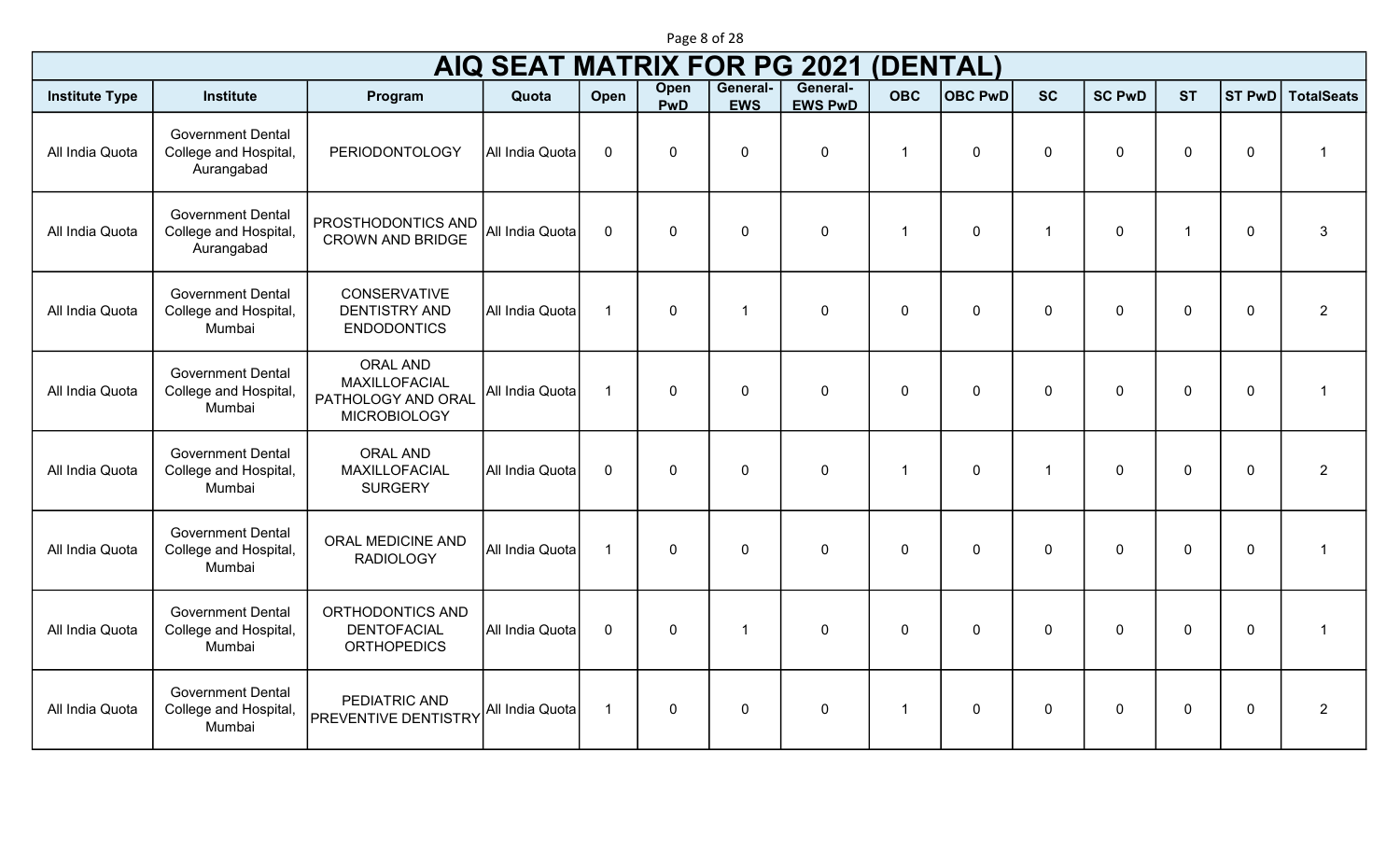# AIQ SEAT MATRIX FOR PG 2021 (DENTAL)

| Institute Type | Institute | Program | Quota | Open | Open PwD | General-EWS | General-EWS PwD | OBC | OBC PwD | SC | SC PwD | ST | ST PwD | TotalSeats |
|---|---|---|---|---|---|---|---|---|---|---|---|---|---|---|
| All India Quota | Government Dental College and Hospital, Aurangabad | PERIODONTOLOGY | All India Quota | 0 | 0 | 0 | 0 | 1 | 0 | 0 | 0 | 0 | 0 | 1 |
| All India Quota | Government Dental College and Hospital, Aurangabad | PROSTHODONTICS AND CROWN AND BRIDGE | All India Quota | 0 | 0 | 0 | 0 | 1 | 0 | 1 | 0 | 1 | 0 | 3 |
| All India Quota | Government Dental College and Hospital, Mumbai | CONSERVATIVE DENTISTRY AND ENDODONTICS | All India Quota | 1 | 0 | 1 | 0 | 0 | 0 | 0 | 0 | 0 | 0 | 2 |
| All India Quota | Government Dental College and Hospital, Mumbai | ORAL AND MAXILLOFACIAL PATHOLOGY AND ORAL MICROBIOLOGY | All India Quota | 1 | 0 | 0 | 0 | 0 | 0 | 0 | 0 | 0 | 0 | 1 |
| All India Quota | Government Dental College and Hospital, Mumbai | ORAL AND MAXILLOFACIAL SURGERY | All India Quota | 0 | 0 | 0 | 0 | 1 | 0 | 1 | 0 | 0 | 0 | 2 |
| All India Quota | Government Dental College and Hospital, Mumbai | ORAL MEDICINE AND RADIOLOGY | All India Quota | 1 | 0 | 0 | 0 | 0 | 0 | 0 | 0 | 0 | 0 | 1 |
| All India Quota | Government Dental College and Hospital, Mumbai | ORTHODONTICS AND DENTOFACIAL ORTHOPEDICS | All India Quota | 0 | 0 | 1 | 0 | 0 | 0 | 0 | 0 | 0 | 0 | 1 |
| All India Quota | Government Dental College and Hospital, Mumbai | PEDIATRIC AND PREVENTIVE DENTISTRY | All India Quota | 1 | 0 | 0 | 0 | 1 | 0 | 0 | 0 | 0 | 0 | 2 |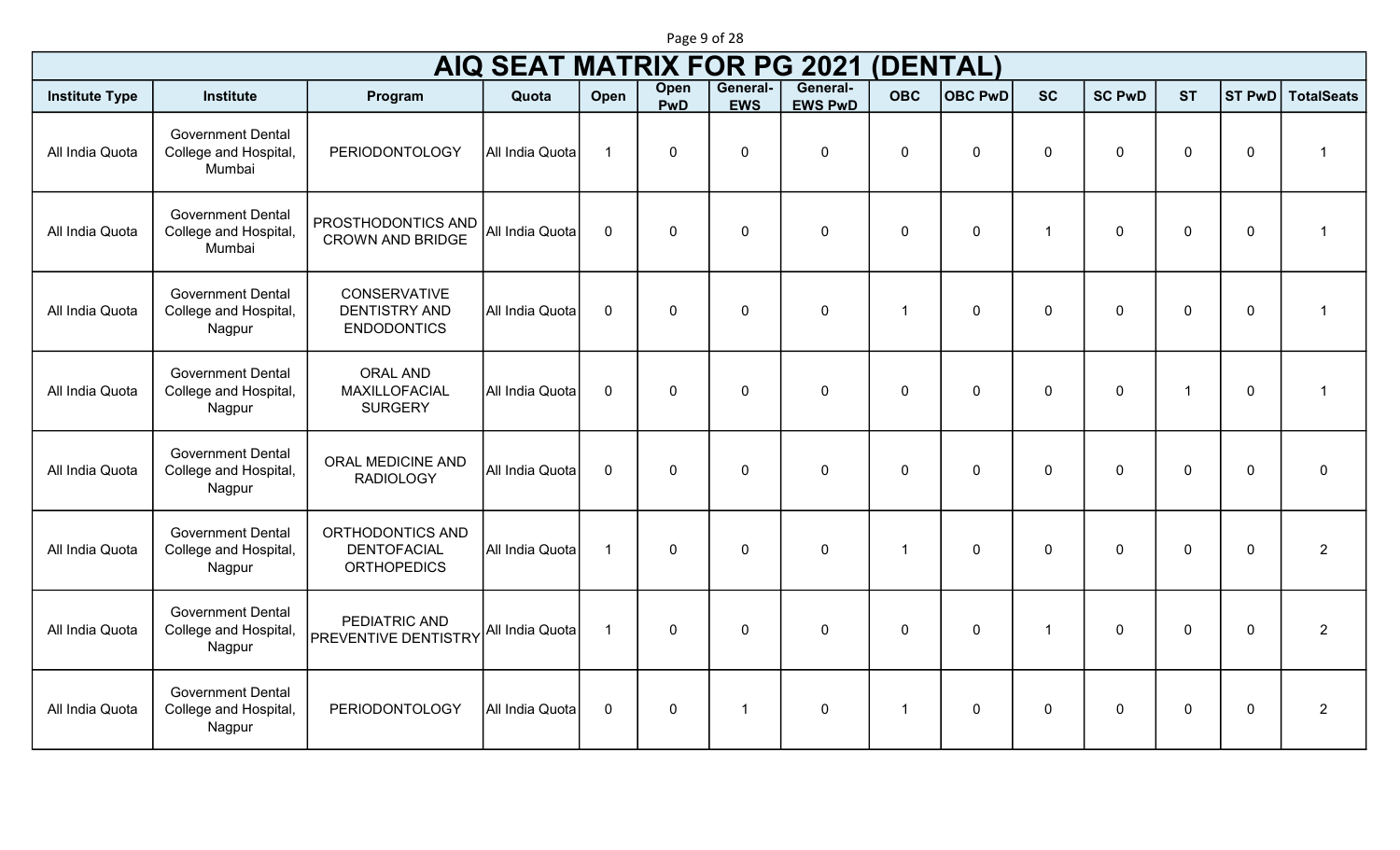# AIQ SEAT MATRIX FOR PG 2021 (DENTAL)

| Institute Type | Institute | Program | Quota | Open | Open PwD | General-EWS | General-EWS PwD | OBC | OBC PwD | SC | SC PwD | ST | ST PwD | TotalSeats |
|---|---|---|---|---|---|---|---|---|---|---|---|---|---|---|
| All India Quota | Government Dental College and Hospital, Mumbai | PERIODONTOLOGY | All India Quota | 1 | 0 | 0 | 0 | 0 | 0 | 0 | 0 | 0 | 0 | 1 |
| All India Quota | Government Dental College and Hospital, Mumbai | PROSTHODONTICS AND CROWN AND BRIDGE | All India Quota | 0 | 0 | 0 | 0 | 0 | 0 | 1 | 0 | 0 | 0 | 1 |
| All India Quota | Government Dental College and Hospital, Nagpur | CONSERVATIVE DENTISTRY AND ENDODONTICS | All India Quota | 0 | 0 | 0 | 0 | 1 | 0 | 0 | 0 | 0 | 0 | 1 |
| All India Quota | Government Dental College and Hospital, Nagpur | ORAL AND MAXILLOFACIAL SURGERY | All India Quota | 0 | 0 | 0 | 0 | 0 | 0 | 0 | 0 | 1 | 0 | 1 |
| All India Quota | Government Dental College and Hospital, Nagpur | ORAL MEDICINE AND RADIOLOGY | All India Quota | 0 | 0 | 0 | 0 | 0 | 0 | 0 | 0 | 0 | 0 | 0 |
| All India Quota | Government Dental College and Hospital, Nagpur | ORTHODONTICS AND DENTOFACIAL ORTHOPEDICS | All India Quota | 1 | 0 | 0 | 0 | 1 | 0 | 0 | 0 | 0 | 0 | 2 |
| All India Quota | Government Dental College and Hospital, Nagpur | PEDIATRIC AND PREVENTIVE DENTISTRY | All India Quota | 1 | 0 | 0 | 0 | 0 | 0 | 1 | 0 | 0 | 0 | 2 |
| All India Quota | Government Dental College and Hospital, Nagpur | PERIODONTOLOGY | All India Quota | 0 | 0 | 1 | 0 | 1 | 0 | 0 | 0 | 0 | 0 | 2 |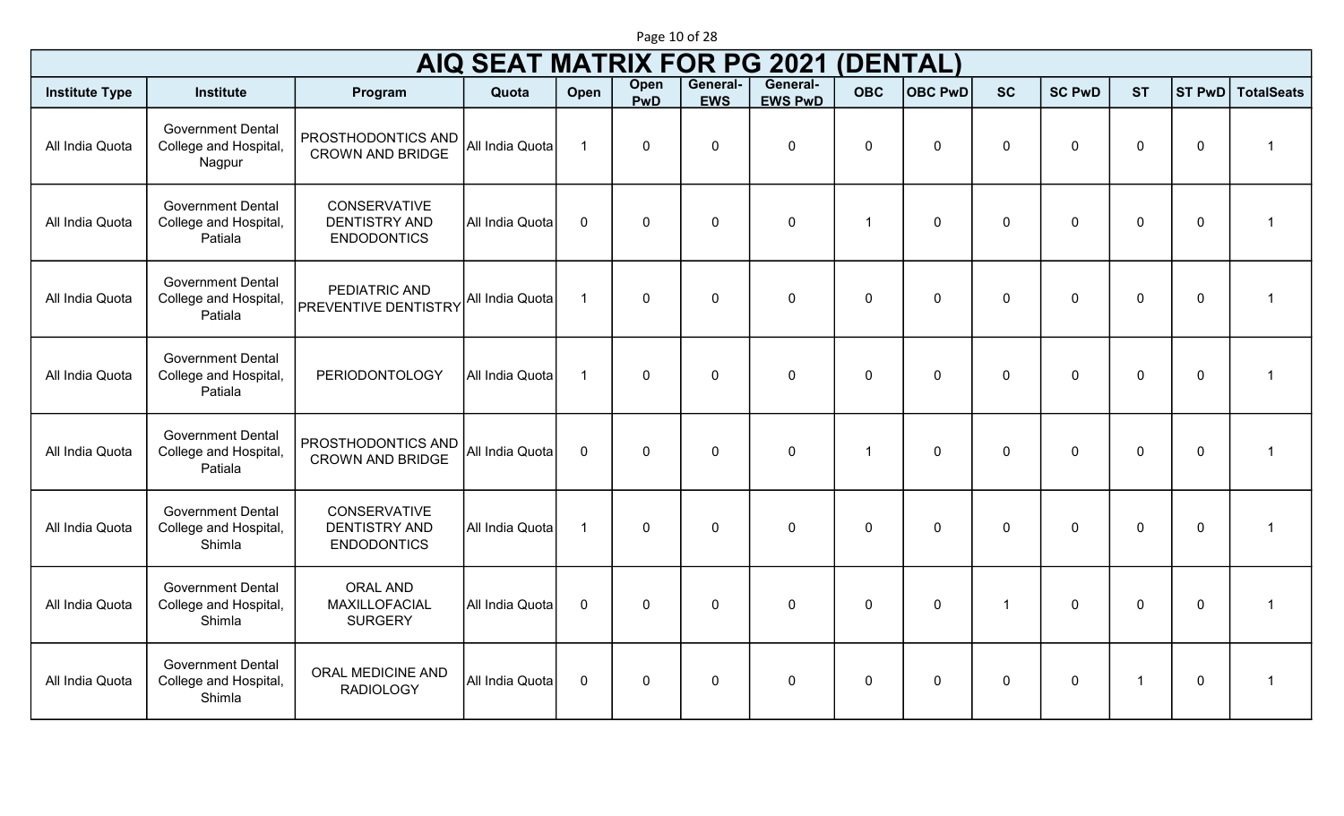# AIQ SEAT MATRIX FOR PG 2021 (DENTAL)

| Institute Type | Institute | Program | Quota | Open | Open PwD | General-EWS | General-EWS PwD | OBC | OBC PwD | SC | SC PwD | ST | ST PwD | TotalSeats |
|---|---|---|---|---|---|---|---|---|---|---|---|---|---|---|
| All India Quota | Government Dental College and Hospital, Nagpur | PROSTHODONTICS AND CROWN AND BRIDGE | All India Quota | 1 | 0 | 0 | 0 | 0 | 0 | 0 | 0 | 0 | 0 | 1 |
| All India Quota | Government Dental College and Hospital, Patiala | CONSERVATIVE DENTISTRY AND ENDODONTICS | All India Quota | 0 | 0 | 0 | 0 | 1 | 0 | 0 | 0 | 0 | 0 | 1 |
| All India Quota | Government Dental College and Hospital, Patiala | PEDIATRIC AND PREVENTIVE DENTISTRY | All India Quota | 1 | 0 | 0 | 0 | 0 | 0 | 0 | 0 | 0 | 0 | 1 |
| All India Quota | Government Dental College and Hospital, Patiala | PERIODONTOLOGY | All India Quota | 1 | 0 | 0 | 0 | 0 | 0 | 0 | 0 | 0 | 0 | 1 |
| All India Quota | Government Dental College and Hospital, Patiala | PROSTHODONTICS AND CROWN AND BRIDGE | All India Quota | 0 | 0 | 0 | 0 | 1 | 0 | 0 | 0 | 0 | 0 | 1 |
| All India Quota | Government Dental College and Hospital, Shimla | CONSERVATIVE DENTISTRY AND ENDODONTICS | All India Quota | 1 | 0 | 0 | 0 | 0 | 0 | 0 | 0 | 0 | 0 | 1 |
| All India Quota | Government Dental College and Hospital, Shimla | ORAL AND MAXILLOFACIAL SURGERY | All India Quota | 0 | 0 | 0 | 0 | 0 | 0 | 1 | 0 | 0 | 0 | 1 |
| All India Quota | Government Dental College and Hospital, Shimla | ORAL MEDICINE AND RADIOLOGY | All India Quota | 0 | 0 | 0 | 0 | 0 | 0 | 0 | 0 | 1 | 0 | 1 |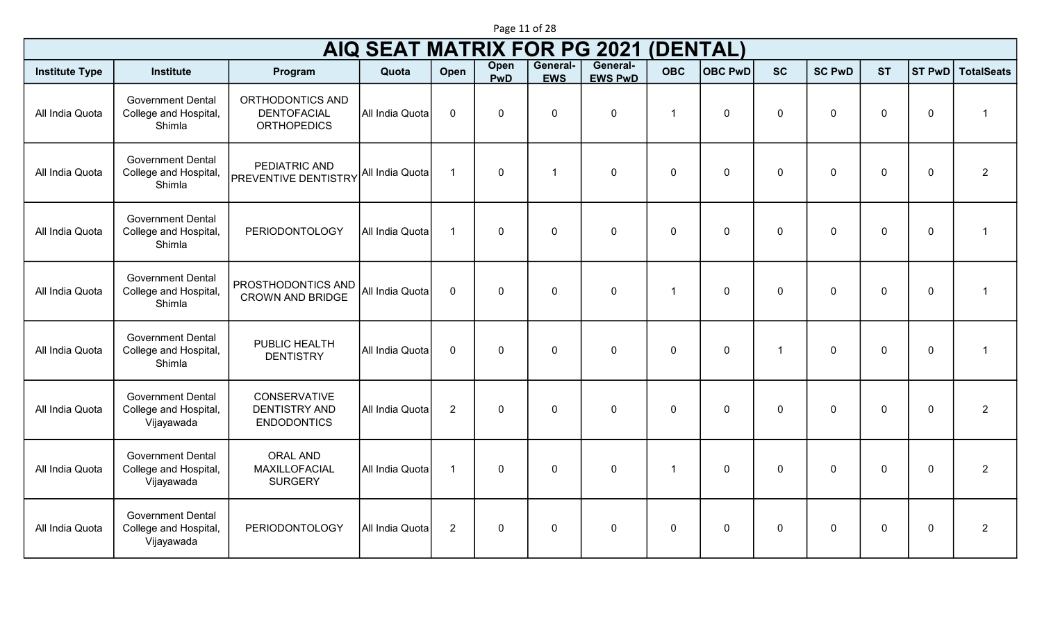# AIQ SEAT MATRIX FOR PG 2021 (DENTAL)

| Institute Type | Institute | Program | Quota | Open | Open PwD | General-EWS | General-EWS PwD | OBC | OBC PwD | SC | SC PwD | ST | ST PwD | TotalSeats |
|---|---|---|---|---|---|---|---|---|---|---|---|---|---|---|
| All India Quota | Government Dental College and Hospital, Shimla | ORTHODONTICS AND DENTOFACIAL ORTHOPEDICS | All India Quota | 0 | 0 | 0 | 0 | 1 | 0 | 0 | 0 | 0 | 0 | 1 |
| All India Quota | Government Dental College and Hospital, Shimla | PEDIATRIC AND PREVENTIVE DENTISTRY | All India Quota | 1 | 0 | 1 | 0 | 0 | 0 | 0 | 0 | 0 | 0 | 2 |
| All India Quota | Government Dental College and Hospital, Shimla | PERIODONTOLOGY | All India Quota | 1 | 0 | 0 | 0 | 0 | 0 | 0 | 0 | 0 | 0 | 1 |
| All India Quota | Government Dental College and Hospital, Shimla | PROSTHODONTICS AND CROWN AND BRIDGE | All India Quota | 0 | 0 | 0 | 0 | 1 | 0 | 0 | 0 | 0 | 0 | 1 |
| All India Quota | Government Dental College and Hospital, Shimla | PUBLIC HEALTH DENTISTRY | All India Quota | 0 | 0 | 0 | 0 | 0 | 0 | 1 | 0 | 0 | 0 | 1 |
| All India Quota | Government Dental College and Hospital, Vijayawada | CONSERVATIVE DENTISTRY AND ENDODONTICS | All India Quota | 2 | 0 | 0 | 0 | 0 | 0 | 0 | 0 | 0 | 0 | 2 |
| All India Quota | Government Dental College and Hospital, Vijayawada | ORAL AND MAXILLOFACIAL SURGERY | All India Quota | 1 | 0 | 0 | 0 | 1 | 0 | 0 | 0 | 0 | 0 | 2 |
| All India Quota | Government Dental College and Hospital, Vijayawada | PERIODONTOLOGY | All India Quota | 2 | 0 | 0 | 0 | 0 | 0 | 0 | 0 | 0 | 0 | 2 |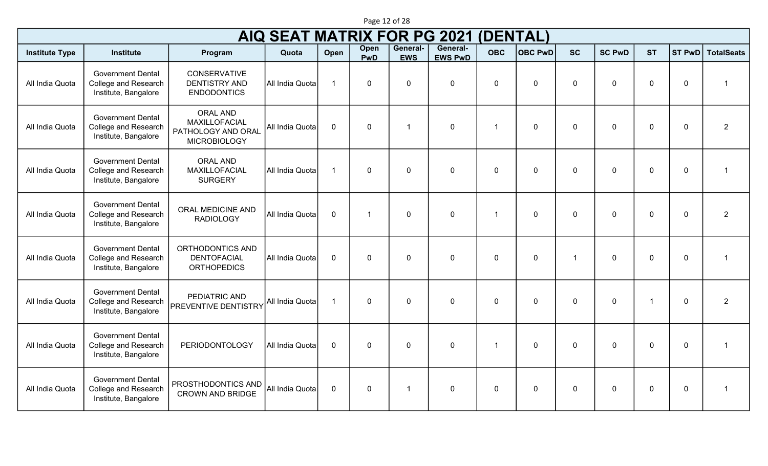# AIQ SEAT MATRIX FOR PG 2021 (DENTAL)

| Institute Type | Institute | Program | Quota | Open | Open PwD | General-EWS | General-EWS PwD | OBC | OBC PwD | SC | SC PwD | ST | ST PwD | TotalSeats |
|---|---|---|---|---|---|---|---|---|---|---|---|---|---|---|
| All India Quota | Government Dental College and Research Institute, Bangalore | CONSERVATIVE DENTISTRY AND ENDODONTICS | All India Quota | 1 | 0 | 0 | 0 | 0 | 0 | 0 | 0 | 0 | 0 | 1 |
| All India Quota | Government Dental College and Research Institute, Bangalore | ORAL AND MAXILLOFACIAL PATHOLOGY AND ORAL MICROBIOLOGY | All India Quota | 0 | 0 | 1 | 0 | 1 | 0 | 0 | 0 | 0 | 0 | 2 |
| All India Quota | Government Dental College and Research Institute, Bangalore | ORAL AND MAXILLOFACIAL SURGERY | All India Quota | 1 | 0 | 0 | 0 | 0 | 0 | 0 | 0 | 0 | 0 | 1 |
| All India Quota | Government Dental College and Research Institute, Bangalore | ORAL MEDICINE AND RADIOLOGY | All India Quota | 0 | 1 | 0 | 0 | 1 | 0 | 0 | 0 | 0 | 0 | 2 |
| All India Quota | Government Dental College and Research Institute, Bangalore | ORTHODONTICS AND DENTOFACIAL ORTHOPEDICS | All India Quota | 0 | 0 | 0 | 0 | 0 | 0 | 1 | 0 | 0 | 0 | 1 |
| All India Quota | Government Dental College and Research Institute, Bangalore | PEDIATRIC AND PREVENTIVE DENTISTRY | All India Quota | 1 | 0 | 0 | 0 | 0 | 0 | 0 | 0 | 1 | 0 | 2 |
| All India Quota | Government Dental College and Research Institute, Bangalore | PERIODONTOLOGY | All India Quota | 0 | 0 | 0 | 0 | 1 | 0 | 0 | 0 | 0 | 0 | 1 |
| All India Quota | Government Dental College and Research Institute, Bangalore | PROSTHODONTICS AND CROWN AND BRIDGE | All India Quota | 0 | 0 | 1 | 0 | 0 | 0 | 0 | 0 | 0 | 0 | 1 |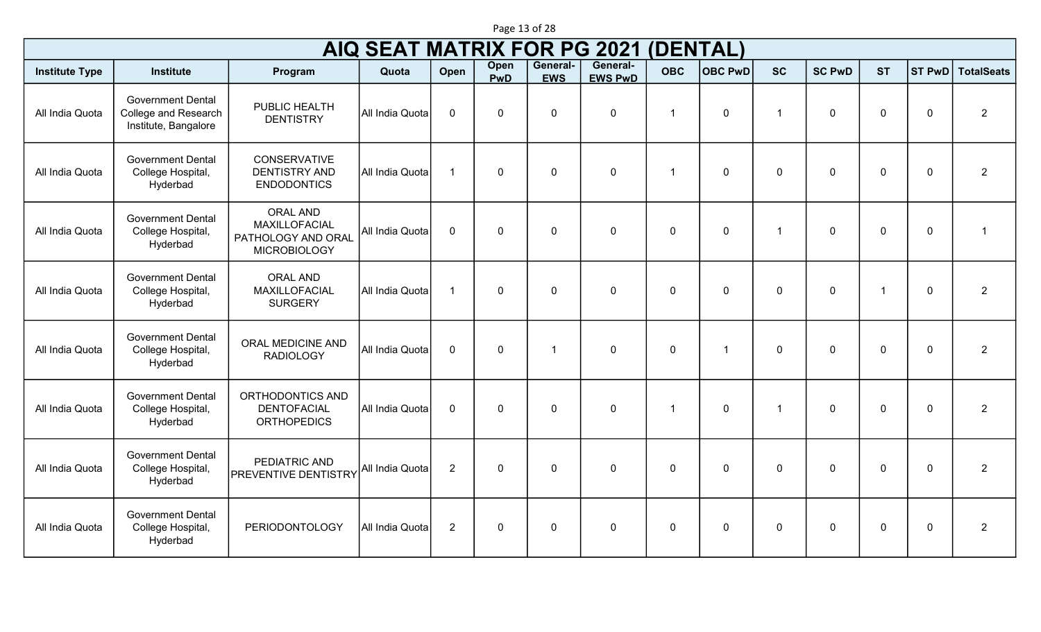# AIQ SEAT MATRIX FOR PG 2021 (DENTAL)

| Institute Type | Institute | Program | Quota | Open | Open PwD | General-EWS | General-EWS PwD | OBC | OBC PwD | SC | SC PwD | ST | ST PwD | TotalSeats |
|---|---|---|---|---|---|---|---|---|---|---|---|---|---|---|
| All India Quota | Government Dental College and Research Institute, Bangalore | PUBLIC HEALTH DENTISTRY | All India Quota | 0 | 0 | 0 | 0 | 1 | 0 | 1 | 0 | 0 | 0 | 2 |
| All India Quota | Government Dental College Hospital, Hyderbad | CONSERVATIVE DENTISTRY AND ENDODONTICS | All India Quota | 1 | 0 | 0 | 0 | 1 | 0 | 0 | 0 | 0 | 0 | 2 |
| All India Quota | Government Dental College Hospital, Hyderbad | ORAL AND MAXILLOFACIAL PATHOLOGY AND ORAL MICROBIOLOGY | All India Quota | 0 | 0 | 0 | 0 | 0 | 0 | 1 | 0 | 0 | 0 | 1 |
| All India Quota | Government Dental College Hospital, Hyderbad | ORAL AND MAXILLOFACIAL SURGERY | All India Quota | 1 | 0 | 0 | 0 | 0 | 0 | 0 | 0 | 1 | 0 | 2 |
| All India Quota | Government Dental College Hospital, Hyderbad | ORAL MEDICINE AND RADIOLOGY | All India Quota | 0 | 0 | 1 | 0 | 0 | 1 | 0 | 0 | 0 | 0 | 2 |
| All India Quota | Government Dental College Hospital, Hyderbad | ORTHODONTICS AND DENTOFACIAL ORTHOPEDICS | All India Quota | 0 | 0 | 0 | 0 | 1 | 0 | 1 | 0 | 0 | 0 | 2 |
| All India Quota | Government Dental College Hospital, Hyderbad | PEDIATRIC AND PREVENTIVE DENTISTRY | All India Quota | 2 | 0 | 0 | 0 | 0 | 0 | 0 | 0 | 0 | 0 | 2 |
| All India Quota | Government Dental College Hospital, Hyderbad | PERIODONTOLOGY | All India Quota | 2 | 0 | 0 | 0 | 0 | 0 | 0 | 0 | 0 | 0 | 2 |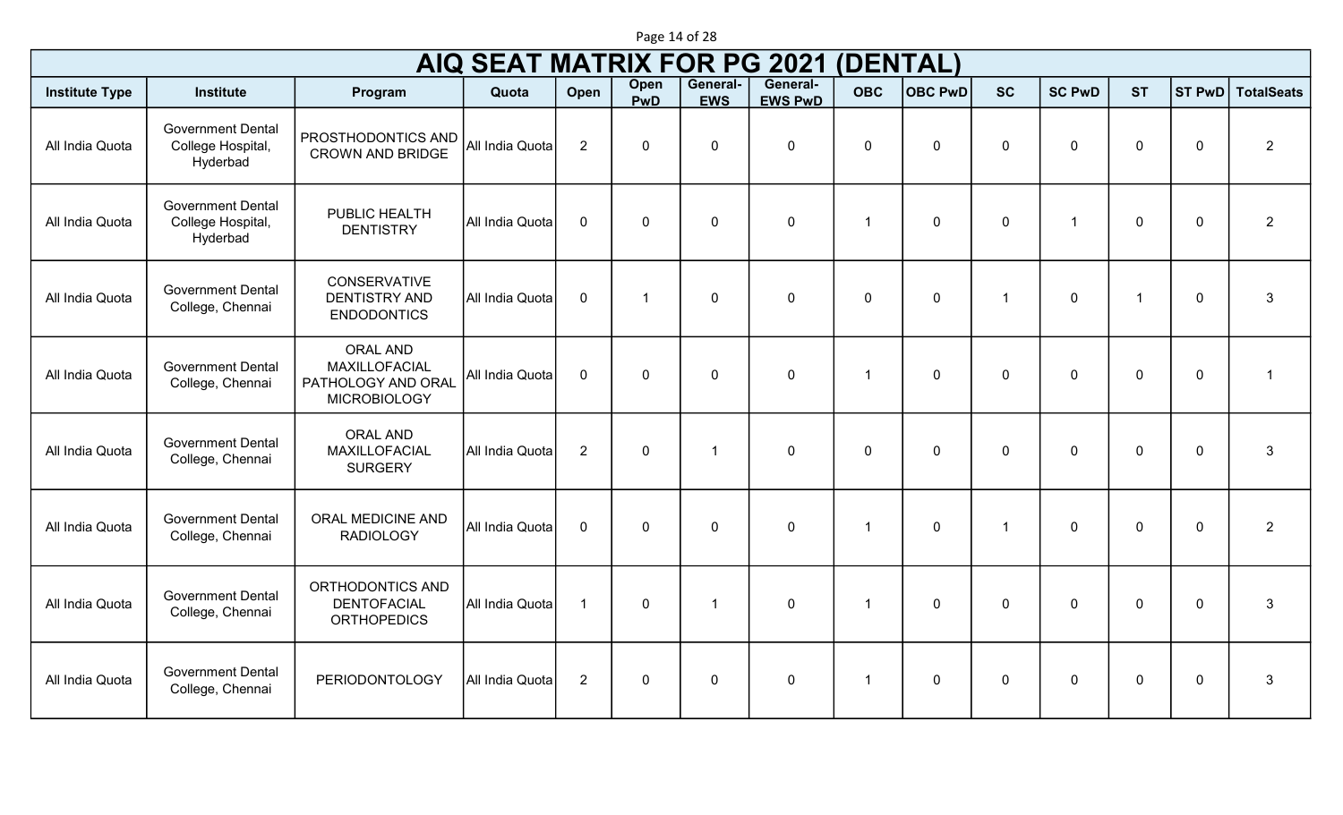# AIQ SEAT MATRIX FOR PG 2021 (DENTAL)

| Institute Type | Institute | Program | Quota | Open | Open PwD | General-EWS | General-EWS PwD | OBC | OBC PwD | SC | SC PwD | ST | ST PwD | TotalSeats |
|---|---|---|---|---|---|---|---|---|---|---|---|---|---|---|
| All India Quota | Government Dental College Hospital, Hyderbad | PROSTHODONTICS AND CROWN AND BRIDGE | All India Quota | 2 | 0 | 0 | 0 | 0 | 0 | 0 | 0 | 0 | 0 | 2 |
| All India Quota | Government Dental College Hospital, Hyderbad | PUBLIC HEALTH DENTISTRY | All India Quota | 0 | 0 | 0 | 0 | 1 | 0 | 0 | 1 | 0 | 0 | 2 |
| All India Quota | Government Dental College, Chennai | CONSERVATIVE DENTISTRY AND ENDODONTICS | All India Quota | 0 | 1 | 0 | 0 | 0 | 0 | 1 | 0 | 1 | 0 | 3 |
| All India Quota | Government Dental College, Chennai | ORAL AND MAXILLOFACIAL PATHOLOGY AND ORAL MICROBIOLOGY | All India Quota | 0 | 0 | 0 | 0 | 1 | 0 | 0 | 0 | 0 | 0 | 1 |
| All India Quota | Government Dental College, Chennai | ORAL AND MAXILLOFACIAL SURGERY | All India Quota | 2 | 0 | 1 | 0 | 0 | 0 | 0 | 0 | 0 | 0 | 3 |
| All India Quota | Government Dental College, Chennai | ORAL MEDICINE AND RADIOLOGY | All India Quota | 0 | 0 | 0 | 0 | 1 | 0 | 1 | 0 | 0 | 0 | 2 |
| All India Quota | Government Dental College, Chennai | ORTHODONTICS AND DENTOFACIAL ORTHOPEDICS | All India Quota | 1 | 0 | 1 | 0 | 1 | 0 | 0 | 0 | 0 | 0 | 3 |
| All India Quota | Government Dental College, Chennai | PERIODONTOLOGY | All India Quota | 2 | 0 | 0 | 0 | 1 | 0 | 0 | 0 | 0 | 0 | 3 |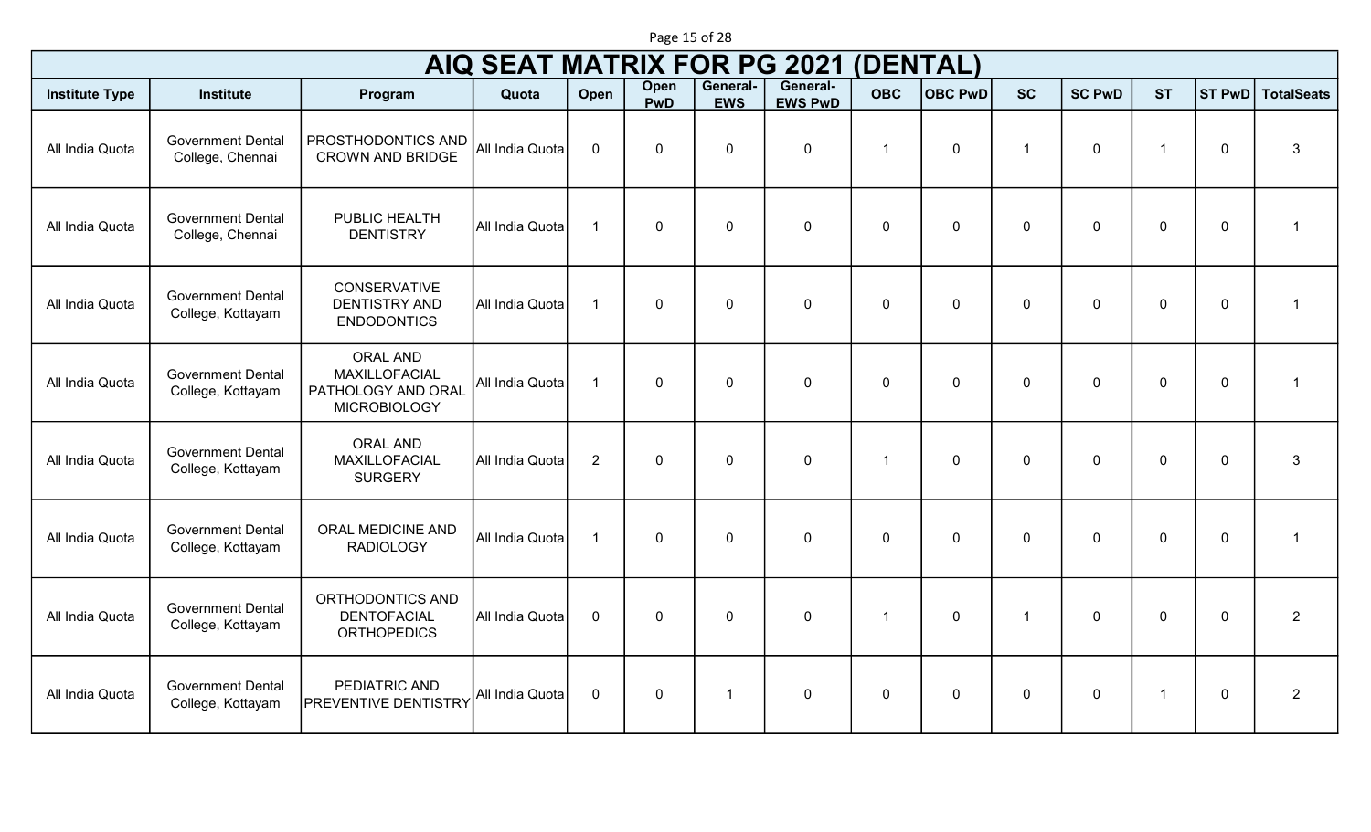# AIQ SEAT MATRIX FOR PG 2021 (DENTAL)

| Institute Type | Institute | Program | Quota | Open | Open PwD | General-EWS | General-EWS PwD | OBC | OBC PwD | SC | SC PwD | ST | ST PwD | TotalSeats |
|---|---|---|---|---|---|---|---|---|---|---|---|---|---|---|
| All India Quota | Government Dental College, Chennai | PROSTHODONTICS AND CROWN AND BRIDGE | All India Quota | 0 | 0 | 0 | 0 | 1 | 0 | 1 | 0 | 1 | 0 | 3 |
| All India Quota | Government Dental College, Chennai | PUBLIC HEALTH DENTISTRY | All India Quota | 1 | 0 | 0 | 0 | 0 | 0 | 0 | 0 | 0 | 0 | 1 |
| All India Quota | Government Dental College, Kottayam | CONSERVATIVE DENTISTRY AND ENDODONTICS | All India Quota | 1 | 0 | 0 | 0 | 0 | 0 | 0 | 0 | 0 | 0 | 1 |
| All India Quota | Government Dental College, Kottayam | ORAL AND MAXILLOFACIAL PATHOLOGY AND ORAL MICROBIOLOGY | All India Quota | 1 | 0 | 0 | 0 | 0 | 0 | 0 | 0 | 0 | 0 | 1 |
| All India Quota | Government Dental College, Kottayam | ORAL AND MAXILLOFACIAL SURGERY | All India Quota | 2 | 0 | 0 | 0 | 1 | 0 | 0 | 0 | 0 | 0 | 3 |
| All India Quota | Government Dental College, Kottayam | ORAL MEDICINE AND RADIOLOGY | All India Quota | 1 | 0 | 0 | 0 | 0 | 0 | 0 | 0 | 0 | 0 | 1 |
| All India Quota | Government Dental College, Kottayam | ORTHODONTICS AND DENTOFACIAL ORTHOPEDICS | All India Quota | 0 | 0 | 0 | 0 | 1 | 0 | 1 | 0 | 0 | 0 | 2 |
| All India Quota | Government Dental College, Kottayam | PEDIATRIC AND PREVENTIVE DENTISTRY | All India Quota | 0 | 0 | 1 | 0 | 0 | 0 | 0 | 0 | 1 | 0 | 2 |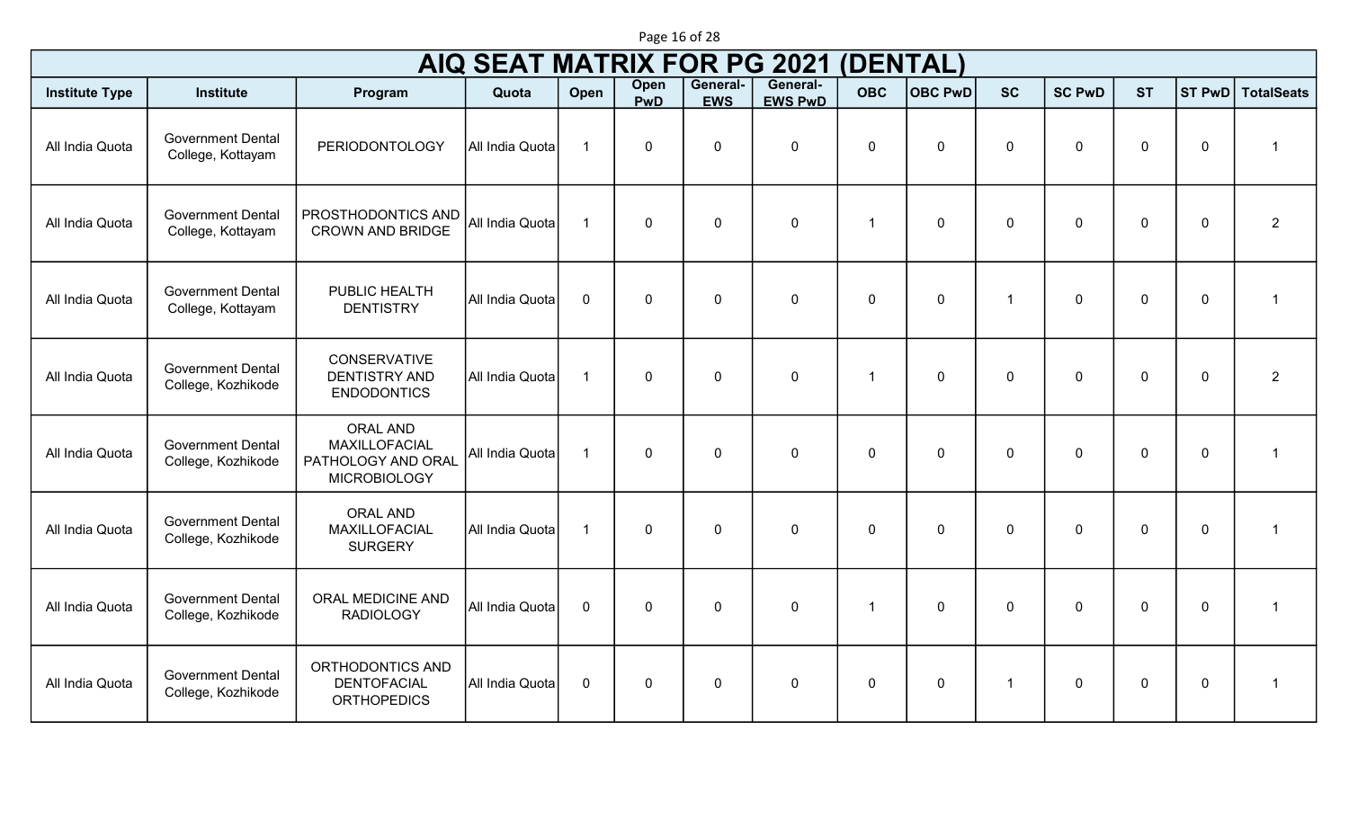# AIQ SEAT MATRIX FOR PG 2021 (DENTAL)

| Institute Type | Institute | Program | Quota | Open | Open PwD | General-EWS | General-EWS PwD | OBC | OBC PwD | SC | SC PwD | ST | ST PwD | TotalSeats |
|---|---|---|---|---|---|---|---|---|---|---|---|---|---|---|
| All India Quota | Government Dental College, Kottayam | PERIODONTOLOGY | All India Quota | 1 | 0 | 0 | 0 | 0 | 0 | 0 | 0 | 0 | 0 | 1 |
| All India Quota | Government Dental College, Kottayam | PROSTHODONTICS AND CROWN AND BRIDGE | All India Quota | 1 | 0 | 0 | 0 | 1 | 0 | 0 | 0 | 0 | 0 | 2 |
| All India Quota | Government Dental College, Kottayam | PUBLIC HEALTH DENTISTRY | All India Quota | 0 | 0 | 0 | 0 | 0 | 0 | 1 | 0 | 0 | 0 | 1 |
| All India Quota | Government Dental College, Kozhikode | CONSERVATIVE DENTISTRY AND ENDODONTICS | All India Quota | 1 | 0 | 0 | 0 | 1 | 0 | 0 | 0 | 0 | 0 | 2 |
| All India Quota | Government Dental College, Kozhikode | ORAL AND MAXILLOFACIAL PATHOLOGY AND ORAL MICROBIOLOGY | All India Quota | 1 | 0 | 0 | 0 | 0 | 0 | 0 | 0 | 0 | 0 | 1 |
| All India Quota | Government Dental College, Kozhikode | ORAL AND MAXILLOFACIAL SURGERY | All India Quota | 1 | 0 | 0 | 0 | 0 | 0 | 0 | 0 | 0 | 0 | 1 |
| All India Quota | Government Dental College, Kozhikode | ORAL MEDICINE AND RADIOLOGY | All India Quota | 0 | 0 | 0 | 0 | 1 | 0 | 0 | 0 | 0 | 0 | 1 |
| All India Quota | Government Dental College, Kozhikode | ORTHODONTICS AND DENTOFACIAL ORTHOPEDICS | All India Quota | 0 | 0 | 0 | 0 | 0 | 0 | 1 | 0 | 0 | 0 | 1 |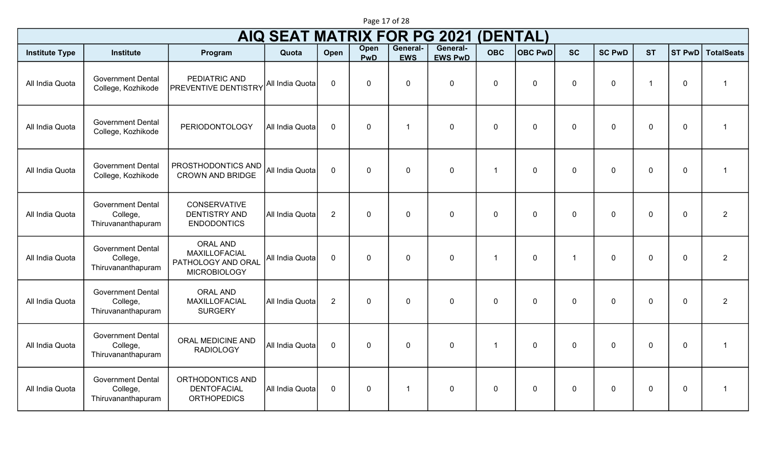# AIQ SEAT MATRIX FOR PG 2021 (DENTAL)

| Institute Type | Institute | Program | Quota | Open | Open PwD | General-EWS | General-EWS PwD | OBC | OBC PwD | SC | SC PwD | ST | ST PwD | TotalSeats |
|---|---|---|---|---|---|---|---|---|---|---|---|---|---|---|
| All India Quota | Government Dental College, Kozhikode | PEDIATRIC AND PREVENTIVE DENTISTRY | All India Quota | 0 | 0 | 0 | 0 | 0 | 0 | 0 | 0 | 1 | 0 | 1 |
| All India Quota | Government Dental College, Kozhikode | PERIODONTOLOGY | All India Quota | 0 | 0 | 1 | 0 | 0 | 0 | 0 | 0 | 0 | 0 | 1 |
| All India Quota | Government Dental College, Kozhikode | PROSTHODONTICS AND CROWN AND BRIDGE | All India Quota | 0 | 0 | 0 | 0 | 1 | 0 | 0 | 0 | 0 | 0 | 1 |
| All India Quota | Government Dental College, Thiruvananthapuram | CONSERVATIVE DENTISTRY AND ENDODONTICS | All India Quota | 2 | 0 | 0 | 0 | 0 | 0 | 0 | 0 | 0 | 0 | 2 |
| All India Quota | Government Dental College, Thiruvananthapuram | ORAL AND MAXILLOFACIAL PATHOLOGY AND ORAL MICROBIOLOGY | All India Quota | 0 | 0 | 0 | 0 | 1 | 0 | 1 | 0 | 0 | 0 | 2 |
| All India Quota | Government Dental College, Thiruvananthapuram | ORAL AND MAXILLOFACIAL SURGERY | All India Quota | 2 | 0 | 0 | 0 | 0 | 0 | 0 | 0 | 0 | 0 | 2 |
| All India Quota | Government Dental College, Thiruvananthapuram | ORAL MEDICINE AND RADIOLOGY | All India Quota | 0 | 0 | 0 | 0 | 1 | 0 | 0 | 0 | 0 | 0 | 1 |
| All India Quota | Government Dental College, Thiruvananthapuram | ORTHODONTICS AND DENTOFACIAL ORTHOPEDICS | All India Quota | 0 | 0 | 1 | 0 | 0 | 0 | 0 | 0 | 0 | 0 | 1 |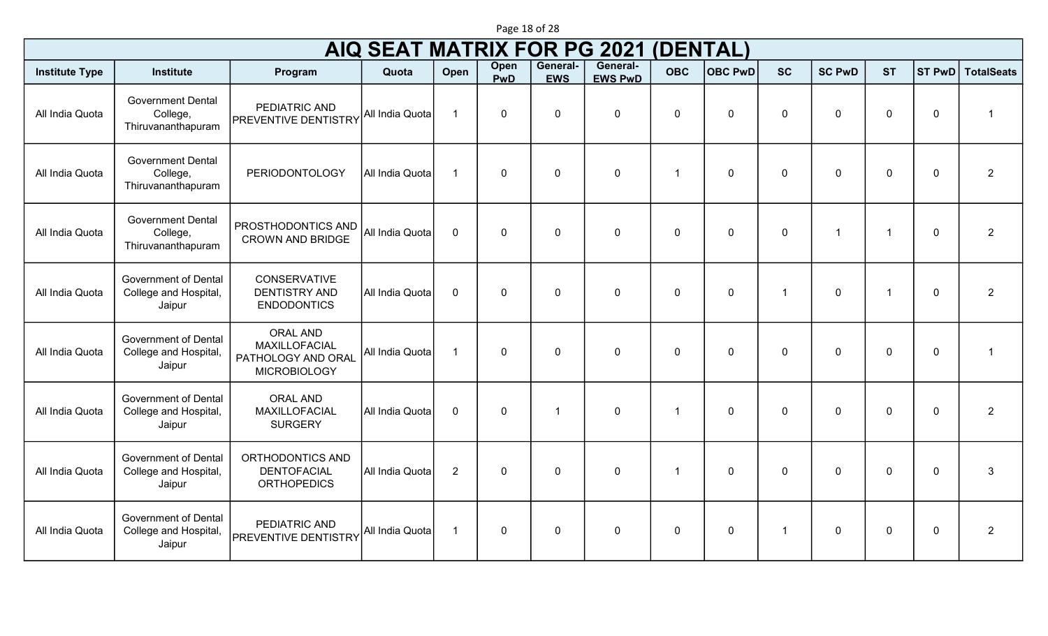# AIQ SEAT MATRIX FOR PG 2021 (DENTAL)

| Institute Type | Institute | Program | Quota | Open | Open PwD | General-EWS | General-EWS PwD | OBC | OBC PwD | SC | SC PwD | ST | ST PwD | TotalSeats |
|---|---|---|---|---|---|---|---|---|---|---|---|---|---|---|
| All India Quota | Government Dental College, Thiruvananthapuram | PEDIATRIC AND PREVENTIVE DENTISTRY | All India Quota | 1 | 0 | 0 | 0 | 0 | 0 | 0 | 0 | 0 | 0 | 1 |
| All India Quota | Government Dental College, Thiruvananthapuram | PERIODONTOLOGY | All India Quota | 1 | 0 | 0 | 0 | 1 | 0 | 0 | 0 | 0 | 0 | 2 |
| All India Quota | Government Dental College, Thiruvananthapuram | PROSTHODONTICS AND CROWN AND BRIDGE | All India Quota | 0 | 0 | 0 | 0 | 0 | 0 | 0 | 1 | 1 | 0 | 2 |
| All India Quota | Government of Dental College and Hospital, Jaipur | CONSERVATIVE DENTISTRY AND ENDODONTICS | All India Quota | 0 | 0 | 0 | 0 | 0 | 0 | 1 | 0 | 1 | 0 | 2 |
| All India Quota | Government of Dental College and Hospital, Jaipur | ORAL AND MAXILLOFACIAL PATHOLOGY AND ORAL MICROBIOLOGY | All India Quota | 1 | 0 | 0 | 0 | 0 | 0 | 0 | 0 | 0 | 0 | 1 |
| All India Quota | Government of Dental College and Hospital, Jaipur | ORAL AND MAXILLOFACIAL SURGERY | All India Quota | 0 | 0 | 1 | 0 | 1 | 0 | 0 | 0 | 0 | 0 | 2 |
| All India Quota | Government of Dental College and Hospital, Jaipur | ORTHODONTICS AND DENTOFACIAL ORTHOPEDICS | All India Quota | 2 | 0 | 0 | 0 | 1 | 0 | 0 | 0 | 0 | 0 | 3 |
| All India Quota | Government of Dental College and Hospital, Jaipur | PEDIATRIC AND PREVENTIVE DENTISTRY | All India Quota | 1 | 0 | 0 | 0 | 0 | 0 | 1 | 0 | 0 | 0 | 2 |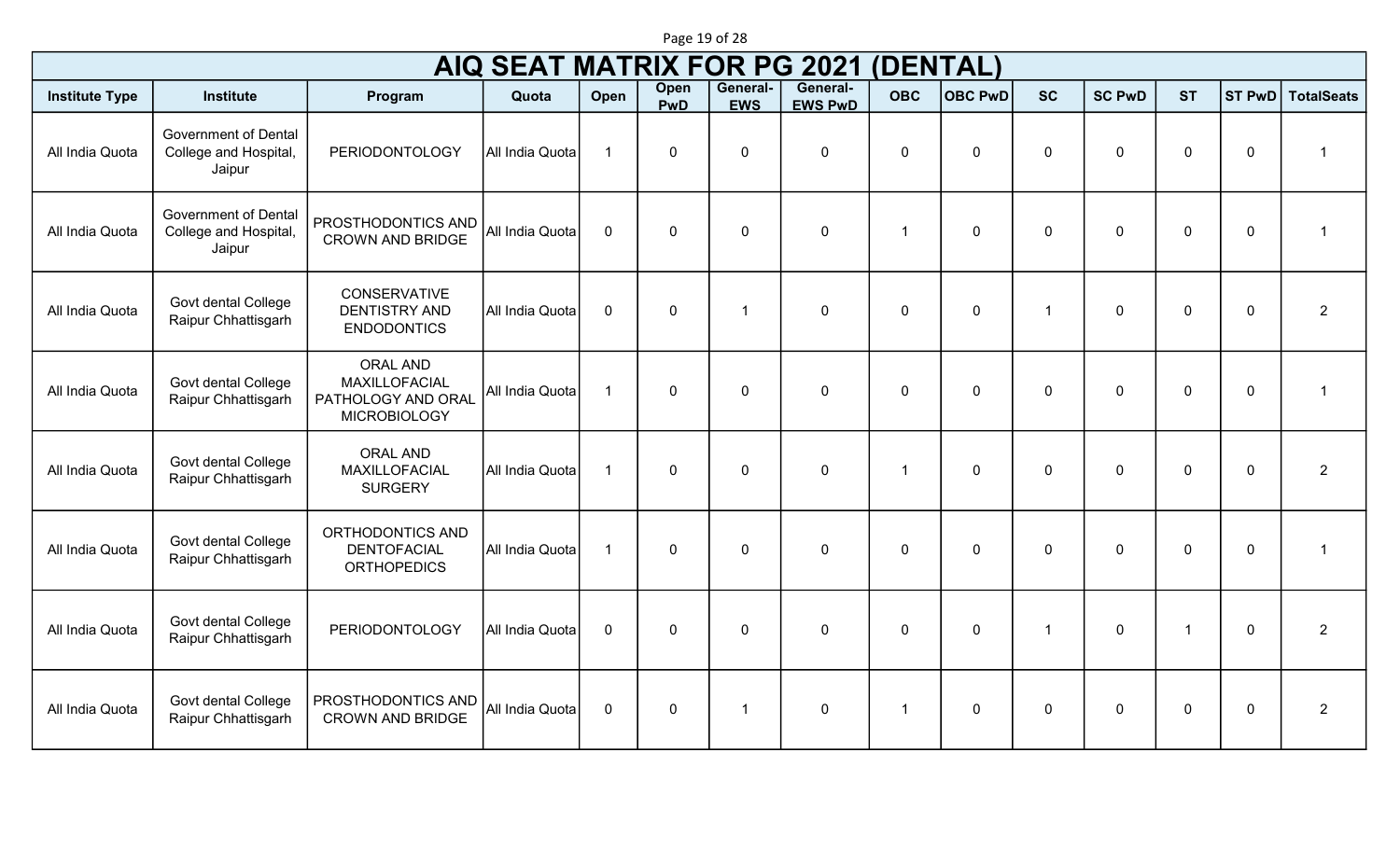# AIQ SEAT MATRIX FOR PG 2021 (DENTAL)

| Institute Type | Institute | Program | Quota | Open | Open PwD | General-EWS | General-EWS PwD | OBC | OBC PwD | SC | SC PwD | ST | ST PwD | TotalSeats |
|---|---|---|---|---|---|---|---|---|---|---|---|---|---|---|
| All India Quota | Government of Dental College and Hospital, Jaipur | PERIODONTOLOGY | All India Quota | 1 | 0 | 0 | 0 | 0 | 0 | 0 | 0 | 0 | 0 | 1 |
| All India Quota | Government of Dental College and Hospital, Jaipur | PROSTHODONTICS AND CROWN AND BRIDGE | All India Quota | 0 | 0 | 0 | 0 | 1 | 0 | 0 | 0 | 0 | 0 | 1 |
| All India Quota | Govt dental College Raipur Chhattisgarh | CONSERVATIVE DENTISTRY AND ENDODONTICS | All India Quota | 0 | 0 | 1 | 0 | 0 | 0 | 1 | 0 | 0 | 0 | 2 |
| All India Quota | Govt dental College Raipur Chhattisgarh | ORAL AND MAXILLOFACIAL PATHOLOGY AND ORAL MICROBIOLOGY | All India Quota | 1 | 0 | 0 | 0 | 0 | 0 | 0 | 0 | 0 | 0 | 1 |
| All India Quota | Govt dental College Raipur Chhattisgarh | ORAL AND MAXILLOFACIAL SURGERY | All India Quota | 1 | 0 | 0 | 0 | 1 | 0 | 0 | 0 | 0 | 0 | 2 |
| All India Quota | Govt dental College Raipur Chhattisgarh | ORTHODONTICS AND DENTOFACIAL ORTHOPEDICS | All India Quota | 1 | 0 | 0 | 0 | 0 | 0 | 0 | 0 | 0 | 0 | 1 |
| All India Quota | Govt dental College Raipur Chhattisgarh | PERIODONTOLOGY | All India Quota | 0 | 0 | 0 | 0 | 0 | 0 | 1 | 0 | 1 | 0 | 2 |
| All India Quota | Govt dental College Raipur Chhattisgarh | PROSTHODONTICS AND CROWN AND BRIDGE | All India Quota | 0 | 0 | 1 | 0 | 1 | 0 | 0 | 0 | 0 | 0 | 2 |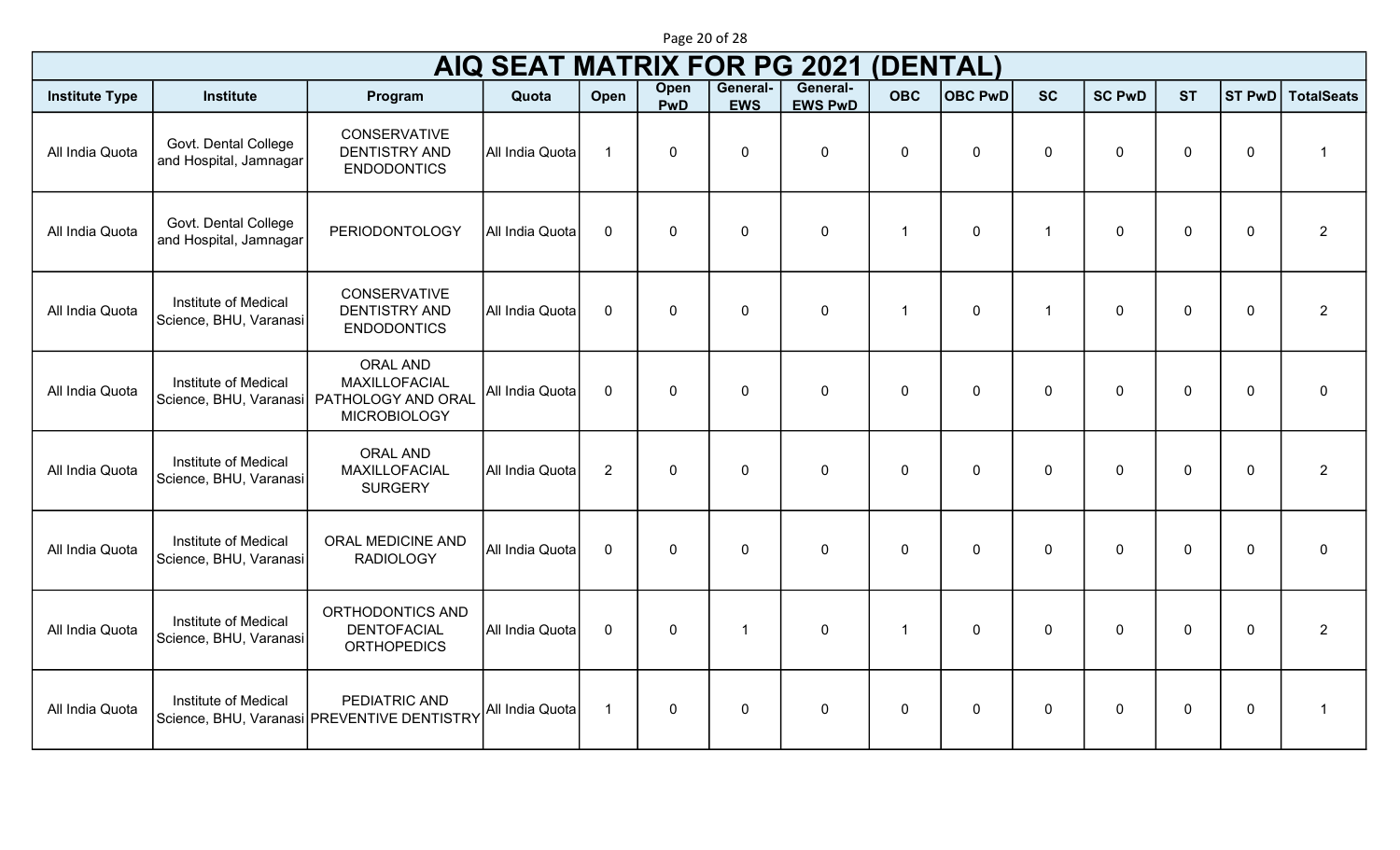# AIQ SEAT MATRIX FOR PG 2021 (DENTAL)

| Institute Type | Institute | Program | Quota | Open | Open PwD | General-EWS | General-EWS PwD | OBC | OBC PwD | SC | SC PwD | ST | ST PwD | TotalSeats |
|---|---|---|---|---|---|---|---|---|---|---|---|---|---|---|
| All India Quota | Govt. Dental College and Hospital, Jamnagar | CONSERVATIVE DENTISTRY AND ENDODONTICS | All India Quota | 1 | 0 | 0 | 0 | 0 | 0 | 0 | 0 | 0 | 0 | 1 |
| All India Quota | Govt. Dental College and Hospital, Jamnagar | PERIODONTOLOGY | All India Quota | 0 | 0 | 0 | 0 | 1 | 0 | 1 | 0 | 0 | 0 | 2 |
| All India Quota | Institute of Medical Science, BHU, Varanasi | CONSERVATIVE DENTISTRY AND ENDODONTICS | All India Quota | 0 | 0 | 0 | 0 | 1 | 0 | 1 | 0 | 0 | 0 | 2 |
| All India Quota | Institute of Medical Science, BHU, Varanasi | ORAL AND MAXILLOFACIAL PATHOLOGY AND ORAL MICROBIOLOGY | All India Quota | 0 | 0 | 0 | 0 | 0 | 0 | 0 | 0 | 0 | 0 | 0 |
| All India Quota | Institute of Medical Science, BHU, Varanasi | ORAL AND MAXILLOFACIAL SURGERY | All India Quota | 2 | 0 | 0 | 0 | 0 | 0 | 0 | 0 | 0 | 0 | 2 |
| All India Quota | Institute of Medical Science, BHU, Varanasi | ORAL MEDICINE AND RADIOLOGY | All India Quota | 0 | 0 | 0 | 0 | 0 | 0 | 0 | 0 | 0 | 0 | 0 |
| All India Quota | Institute of Medical Science, BHU, Varanasi | ORTHODONTICS AND DENTOFACIAL ORTHOPEDICS | All India Quota | 0 | 0 | 1 | 0 | 1 | 0 | 0 | 0 | 0 | 0 | 2 |
| All India Quota | Institute of Medical Science, BHU, Varanasi | PEDIATRIC AND PREVENTIVE DENTISTRY | All India Quota | 1 | 0 | 0 | 0 | 0 | 0 | 0 | 0 | 0 | 0 | 1 |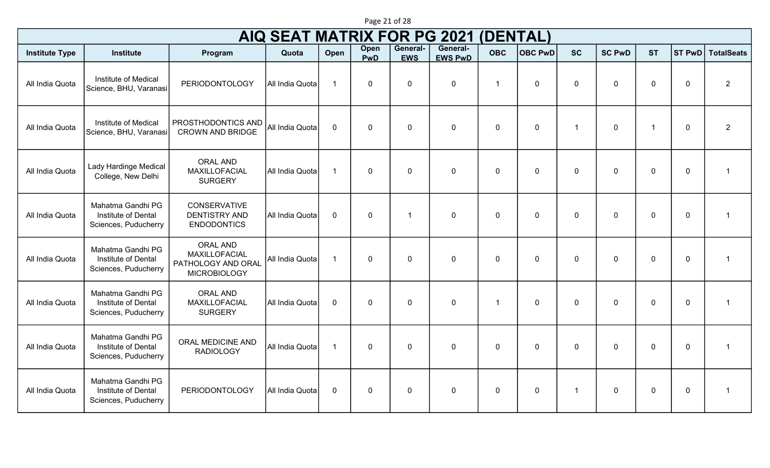# AIQ SEAT MATRIX FOR PG 2021 (DENTAL)

| Institute Type | Institute | Program | Quota | Open | Open PwD | General-EWS | General-EWS PwD | OBC | OBC PwD | SC | SC PwD | ST | ST PwD | TotalSeats |
|---|---|---|---|---|---|---|---|---|---|---|---|---|---|---|
| All India Quota | Institute of Medical Science, BHU, Varanasi | PERIODONTOLOGY | All India Quota | 1 | 0 | 0 | 0 | 1 | 0 | 0 | 0 | 0 | 0 | 2 |
| All India Quota | Institute of Medical Science, BHU, Varanasi | PROSTHODONTICS AND CROWN AND BRIDGE | All India Quota | 0 | 0 | 0 | 0 | 0 | 0 | 1 | 0 | 1 | 0 | 2 |
| All India Quota | Lady Hardinge Medical College, New Delhi | ORAL AND MAXILLOFACIAL SURGERY | All India Quota | 1 | 0 | 0 | 0 | 0 | 0 | 0 | 0 | 0 | 0 | 1 |
| All India Quota | Mahatma Gandhi PG Institute of Dental Sciences, Puducherry | CONSERVATIVE DENTISTRY AND ENDODONTICS | All India Quota | 0 | 0 | 1 | 0 | 0 | 0 | 0 | 0 | 0 | 0 | 1 |
| All India Quota | Mahatma Gandhi PG Institute of Dental Sciences, Puducherry | ORAL AND MAXILLOFACIAL PATHOLOGY AND ORAL MICROBIOLOGY | All India Quota | 1 | 0 | 0 | 0 | 0 | 0 | 0 | 0 | 0 | 0 | 1 |
| All India Quota | Mahatma Gandhi PG Institute of Dental Sciences, Puducherry | ORAL AND MAXILLOFACIAL SURGERY | All India Quota | 0 | 0 | 0 | 0 | 1 | 0 | 0 | 0 | 0 | 0 | 1 |
| All India Quota | Mahatma Gandhi PG Institute of Dental Sciences, Puducherry | ORAL MEDICINE AND RADIOLOGY | All India Quota | 1 | 0 | 0 | 0 | 0 | 0 | 0 | 0 | 0 | 0 | 1 |
| All India Quota | Mahatma Gandhi PG Institute of Dental Sciences, Puducherry | PERIODONTOLOGY | All India Quota | 0 | 0 | 0 | 0 | 0 | 0 | 1 | 0 | 0 | 0 | 1 |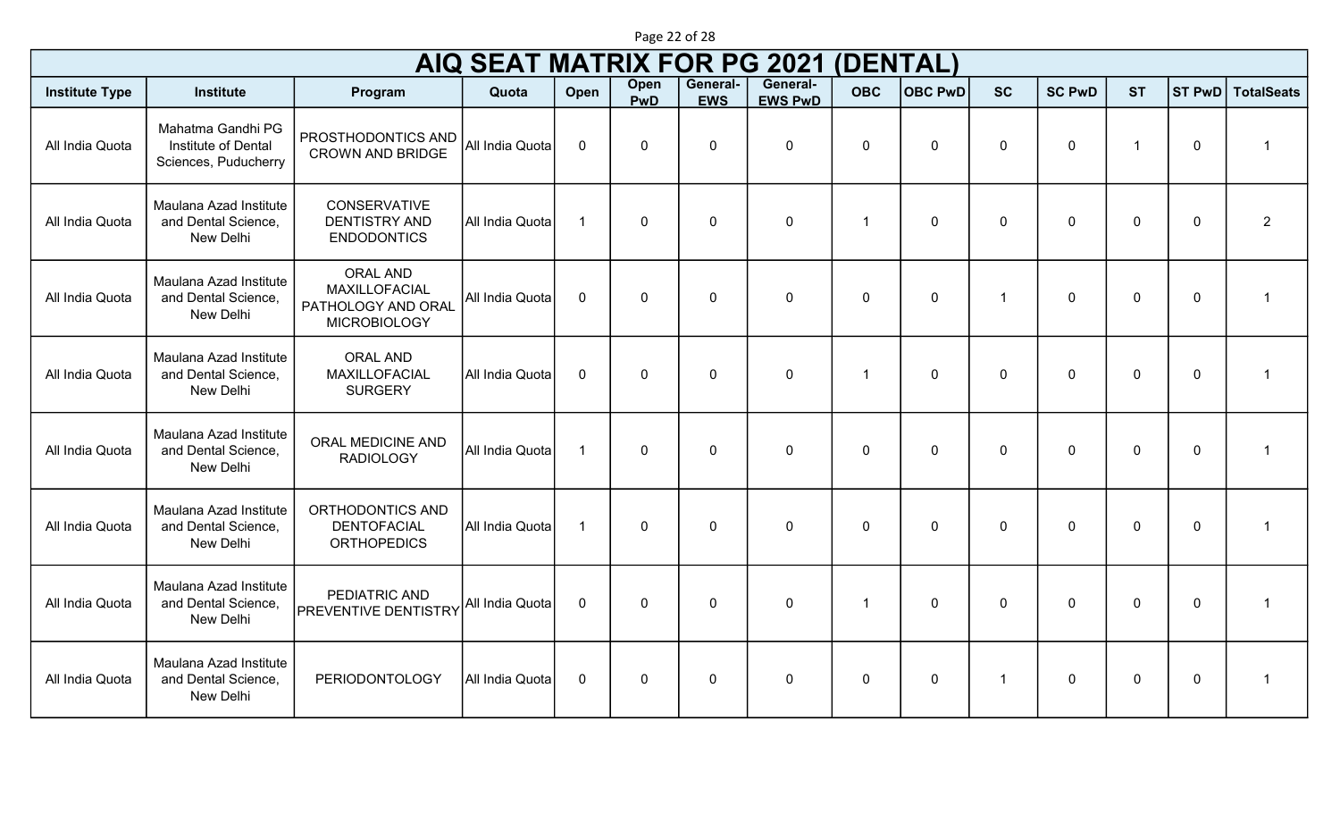# AIQ SEAT MATRIX FOR PG 2021 (DENTAL)

| Institute Type | Institute | Program | Quota | Open | Open PwD | General-EWS | General-EWS PwD | OBC | OBC PwD | SC | SC PwD | ST | ST PwD | TotalSeats |
|---|---|---|---|---|---|---|---|---|---|---|---|---|---|---|
| All India Quota | Mahatma Gandhi PG Institute of Dental Sciences, Puducherry | PROSTHODONTICS AND CROWN AND BRIDGE | All India Quota | 0 | 0 | 0 | 0 | 0 | 0 | 0 | 0 | 1 | 0 | 1 |
| All India Quota | Maulana Azad Institute and Dental Science, New Delhi | CONSERVATIVE DENTISTRY AND ENDODONTICS | All India Quota | 1 | 0 | 0 | 0 | 1 | 0 | 0 | 0 | 0 | 0 | 2 |
| All India Quota | Maulana Azad Institute and Dental Science, New Delhi | ORAL AND MAXILLOFACIAL PATHOLOGY AND ORAL MICROBIOLOGY | All India Quota | 0 | 0 | 0 | 0 | 0 | 0 | 1 | 0 | 0 | 0 | 1 |
| All India Quota | Maulana Azad Institute and Dental Science, New Delhi | ORAL AND MAXILLOFACIAL SURGERY | All India Quota | 0 | 0 | 0 | 0 | 1 | 0 | 0 | 0 | 0 | 0 | 1 |
| All India Quota | Maulana Azad Institute and Dental Science, New Delhi | ORAL MEDICINE AND RADIOLOGY | All India Quota | 1 | 0 | 0 | 0 | 0 | 0 | 0 | 0 | 0 | 0 | 1 |
| All India Quota | Maulana Azad Institute and Dental Science, New Delhi | ORTHODONTICS AND DENTOFACIAL ORTHOPEDICS | All India Quota | 1 | 0 | 0 | 0 | 0 | 0 | 0 | 0 | 0 | 0 | 1 |
| All India Quota | Maulana Azad Institute and Dental Science, New Delhi | PEDIATRIC AND PREVENTIVE DENTISTRY | All India Quota | 0 | 0 | 0 | 0 | 1 | 0 | 0 | 0 | 0 | 0 | 1 |
| All India Quota | Maulana Azad Institute and Dental Science, New Delhi | PERIODONTOLOGY | All India Quota | 0 | 0 | 0 | 0 | 0 | 0 | 1 | 0 | 0 | 0 | 1 |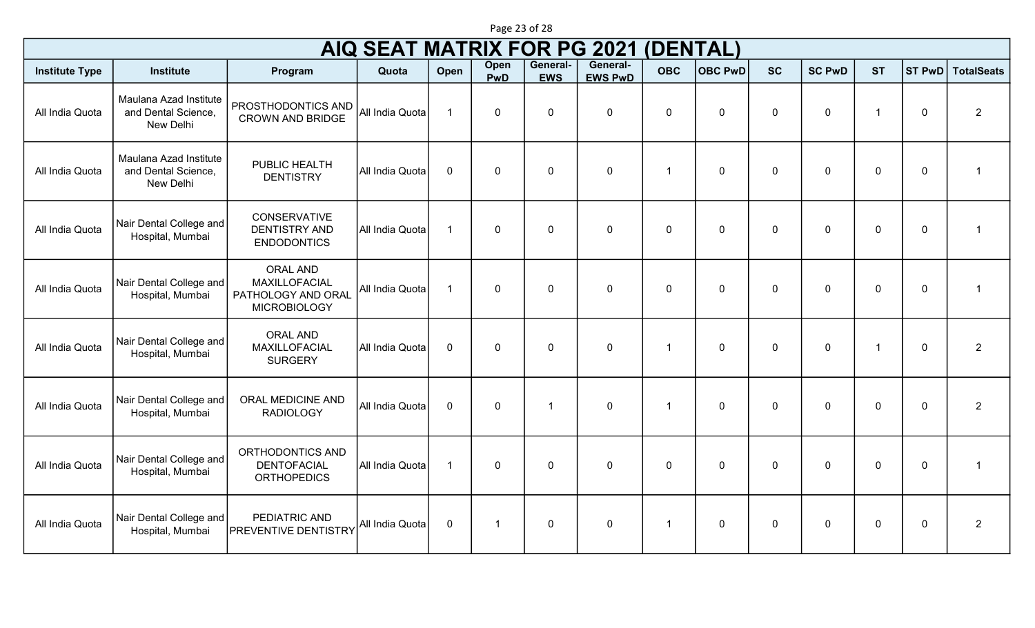# AIQ SEAT MATRIX FOR PG 2021 (DENTAL)

| Institute Type | Institute | Program | Quota | Open | Open PwD | General-EWS | General-EWS PwD | OBC | OBC PwD | SC | SC PwD | ST | ST PwD | TotalSeats |
|---|---|---|---|---|---|---|---|---|---|---|---|---|---|---|
| All India Quota | Maulana Azad Institute and Dental Science, New Delhi | PROSTHODONTICS AND CROWN AND BRIDGE | All India Quota | 1 | 0 | 0 | 0 | 0 | 0 | 0 | 0 | 1 | 0 | 2 |
| All India Quota | Maulana Azad Institute and Dental Science, New Delhi | PUBLIC HEALTH DENTISTRY | All India Quota | 0 | 0 | 0 | 0 | 1 | 0 | 0 | 0 | 0 | 0 | 1 |
| All India Quota | Nair Dental College and Hospital, Mumbai | CONSERVATIVE DENTISTRY AND ENDODONTICS | All India Quota | 1 | 0 | 0 | 0 | 0 | 0 | 0 | 0 | 0 | 0 | 1 |
| All India Quota | Nair Dental College and Hospital, Mumbai | ORAL AND MAXILLOFACIAL PATHOLOGY AND ORAL MICROBIOLOGY | All India Quota | 1 | 0 | 0 | 0 | 0 | 0 | 0 | 0 | 0 | 0 | 1 |
| All India Quota | Nair Dental College and Hospital, Mumbai | ORAL AND MAXILLOFACIAL SURGERY | All India Quota | 0 | 0 | 0 | 0 | 1 | 0 | 0 | 0 | 1 | 0 | 2 |
| All India Quota | Nair Dental College and Hospital, Mumbai | ORAL MEDICINE AND RADIOLOGY | All India Quota | 0 | 0 | 1 | 0 | 1 | 0 | 0 | 0 | 0 | 0 | 2 |
| All India Quota | Nair Dental College and Hospital, Mumbai | ORTHODONTICS AND DENTOFACIAL ORTHOPEDICS | All India Quota | 1 | 0 | 0 | 0 | 0 | 0 | 0 | 0 | 0 | 0 | 1 |
| All India Quota | Nair Dental College and Hospital, Mumbai | PEDIATRIC AND PREVENTIVE DENTISTRY | All India Quota | 0 | 1 | 0 | 0 | 1 | 0 | 0 | 0 | 0 | 0 | 2 |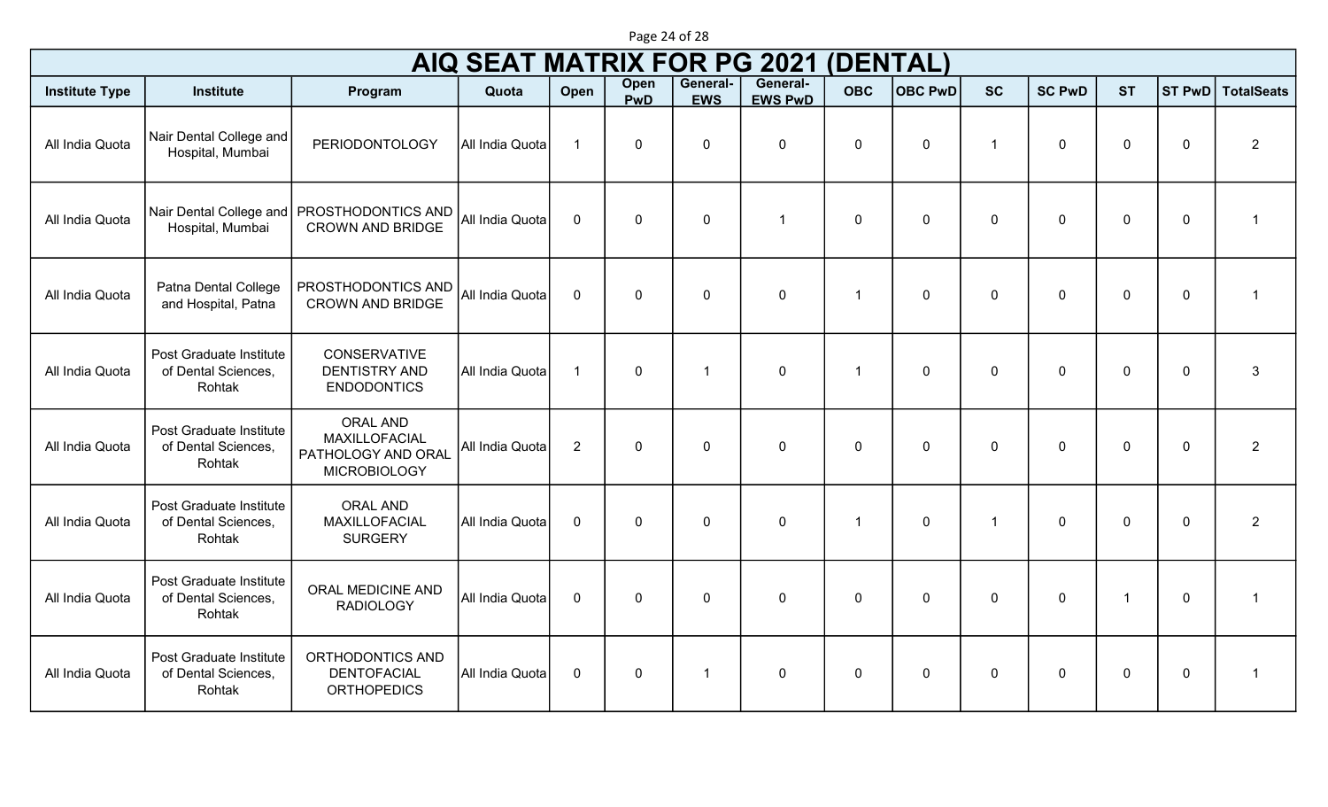# AIQ SEAT MATRIX FOR PG 2021 (DENTAL)

| Institute Type | Institute | Program | Quota | Open | Open PwD | General-EWS | General-EWS PwD | OBC | OBC PwD | SC | SC PwD | ST | ST PwD | TotalSeats |
|---|---|---|---|---|---|---|---|---|---|---|---|---|---|---|
| All India Quota | Nair Dental College and Hospital, Mumbai | PERIODONTOLOGY | All India Quota | 1 | 0 | 0 | 0 | 0 | 0 | 1 | 0 | 0 | 0 | 2 |
| All India Quota | Nair Dental College and Hospital, Mumbai | PROSTHODONTICS AND CROWN AND BRIDGE | All India Quota | 0 | 0 | 0 | 1 | 0 | 0 | 0 | 0 | 0 | 0 | 1 |
| All India Quota | Patna Dental College and Hospital, Patna | PROSTHODONTICS AND CROWN AND BRIDGE | All India Quota | 0 | 0 | 0 | 0 | 1 | 0 | 0 | 0 | 0 | 0 | 1 |
| All India Quota | Post Graduate Institute of Dental Sciences, Rohtak | CONSERVATIVE DENTISTRY AND ENDODONTICS | All India Quota | 1 | 0 | 1 | 0 | 1 | 0 | 0 | 0 | 0 | 0 | 3 |
| All India Quota | Post Graduate Institute of Dental Sciences, Rohtak | ORAL AND MAXILLOFACIAL PATHOLOGY AND ORAL MICROBIOLOGY | All India Quota | 2 | 0 | 0 | 0 | 0 | 0 | 0 | 0 | 0 | 0 | 2 |
| All India Quota | Post Graduate Institute of Dental Sciences, Rohtak | ORAL AND MAXILLOFACIAL SURGERY | All India Quota | 0 | 0 | 0 | 0 | 1 | 0 | 1 | 0 | 0 | 0 | 2 |
| All India Quota | Post Graduate Institute of Dental Sciences, Rohtak | ORAL MEDICINE AND RADIOLOGY | All India Quota | 0 | 0 | 0 | 0 | 0 | 0 | 0 | 0 | 1 | 0 | 1 |
| All India Quota | Post Graduate Institute of Dental Sciences, Rohtak | ORTHODONTICS AND DENTOFACIAL ORTHOPEDICS | All India Quota | 0 | 0 | 1 | 0 | 0 | 0 | 0 | 0 | 0 | 0 | 1 |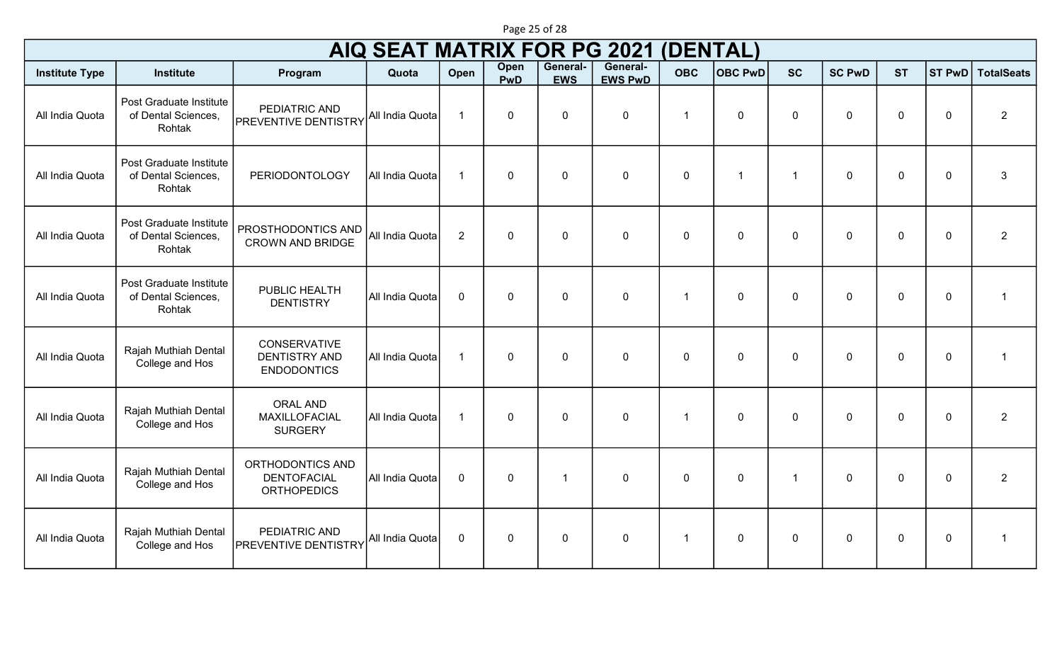# AIQ SEAT MATRIX FOR PG 2021 (DENTAL)

| Institute Type | Institute | Program | Quota | Open | Open PwD | General-EWS | General-EWS PwD | OBC | OBC PwD | SC | SC PwD | ST | ST PwD | TotalSeats |
|---|---|---|---|---|---|---|---|---|---|---|---|---|---|---|
| All India Quota | Post Graduate Institute of Dental Sciences, Rohtak | PEDIATRIC AND PREVENTIVE DENTISTRY | All India Quota | 1 | 0 | 0 | 0 | 1 | 0 | 0 | 0 | 0 | 0 | 2 |
| All India Quota | Post Graduate Institute of Dental Sciences, Rohtak | PERIODONTOLOGY | All India Quota | 1 | 0 | 0 | 0 | 0 | 1 | 1 | 0 | 0 | 0 | 3 |
| All India Quota | Post Graduate Institute of Dental Sciences, Rohtak | PROSTHODONTICS AND CROWN AND BRIDGE | All India Quota | 2 | 0 | 0 | 0 | 0 | 0 | 0 | 0 | 0 | 0 | 2 |
| All India Quota | Post Graduate Institute of Dental Sciences, Rohtak | PUBLIC HEALTH DENTISTRY | All India Quota | 0 | 0 | 0 | 0 | 1 | 0 | 0 | 0 | 0 | 0 | 1 |
| All India Quota | Rajah Muthiah Dental College and Hos | CONSERVATIVE DENTISTRY AND ENDODONTICS | All India Quota | 1 | 0 | 0 | 0 | 0 | 0 | 0 | 0 | 0 | 0 | 1 |
| All India Quota | Rajah Muthiah Dental College and Hos | ORAL AND MAXILLOFACIAL SURGERY | All India Quota | 1 | 0 | 0 | 0 | 1 | 0 | 0 | 0 | 0 | 0 | 2 |
| All India Quota | Rajah Muthiah Dental College and Hos | ORTHODONTICS AND DENTOFACIAL ORTHOPEDICS | All India Quota | 0 | 0 | 1 | 0 | 0 | 0 | 1 | 0 | 0 | 0 | 2 |
| All India Quota | Rajah Muthiah Dental College and Hos | PEDIATRIC AND PREVENTIVE DENTISTRY | All India Quota | 0 | 0 | 0 | 0 | 1 | 0 | 0 | 0 | 0 | 0 | 1 |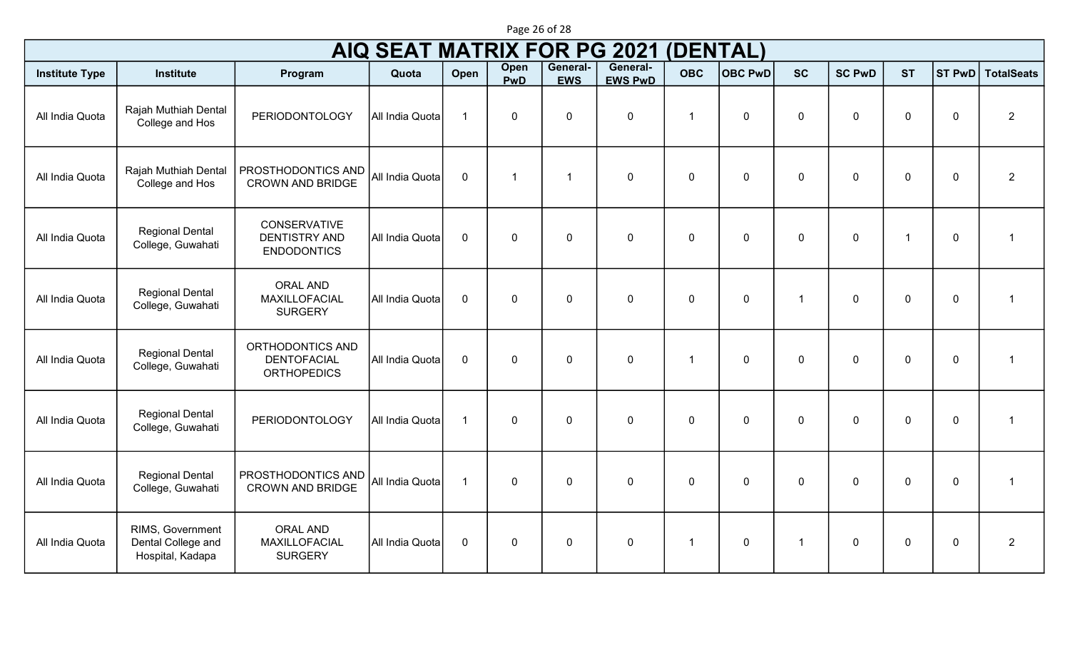# AIQ SEAT MATRIX FOR PG 2021 (DENTAL)

| Institute Type | Institute | Program | Quota | Open | Open PwD | General-EWS | General-EWS PwD | OBC | OBC PwD | SC | SC PwD | ST | ST PwD | TotalSeats |
|---|---|---|---|---|---|---|---|---|---|---|---|---|---|---|
| All India Quota | Rajah Muthiah Dental College and Hos | PERIODONTOLOGY | All India Quota | 1 | 0 | 0 | 0 | 1 | 0 | 0 | 0 | 0 | 0 | 2 |
| All India Quota | Rajah Muthiah Dental College and Hos | PROSTHODONTICS AND CROWN AND BRIDGE | All India Quota | 0 | 1 | 1 | 0 | 0 | 0 | 0 | 0 | 0 | 0 | 2 |
| All India Quota | Regional Dental College, Guwahati | CONSERVATIVE DENTISTRY AND ENDODONTICS | All India Quota | 0 | 0 | 0 | 0 | 0 | 0 | 0 | 0 | 1 | 0 | 1 |
| All India Quota | Regional Dental College, Guwahati | ORAL AND MAXILLOFACIAL SURGERY | All India Quota | 0 | 0 | 0 | 0 | 0 | 0 | 1 | 0 | 0 | 0 | 1 |
| All India Quota | Regional Dental College, Guwahati | ORTHODONTICS AND DENTOFACIAL ORTHOPEDICS | All India Quota | 0 | 0 | 0 | 0 | 1 | 0 | 0 | 0 | 0 | 0 | 1 |
| All India Quota | Regional Dental College, Guwahati | PERIODONTOLOGY | All India Quota | 1 | 0 | 0 | 0 | 0 | 0 | 0 | 0 | 0 | 0 | 1 |
| All India Quota | Regional Dental College, Guwahati | PROSTHODONTICS AND CROWN AND BRIDGE | All India Quota | 1 | 0 | 0 | 0 | 0 | 0 | 0 | 0 | 0 | 0 | 1 |
| All India Quota | RIMS, Government Dental College and Hospital, Kadapa | ORAL AND MAXILLOFACIAL SURGERY | All India Quota | 0 | 0 | 0 | 0 | 1 | 0 | 1 | 0 | 0 | 0 | 2 |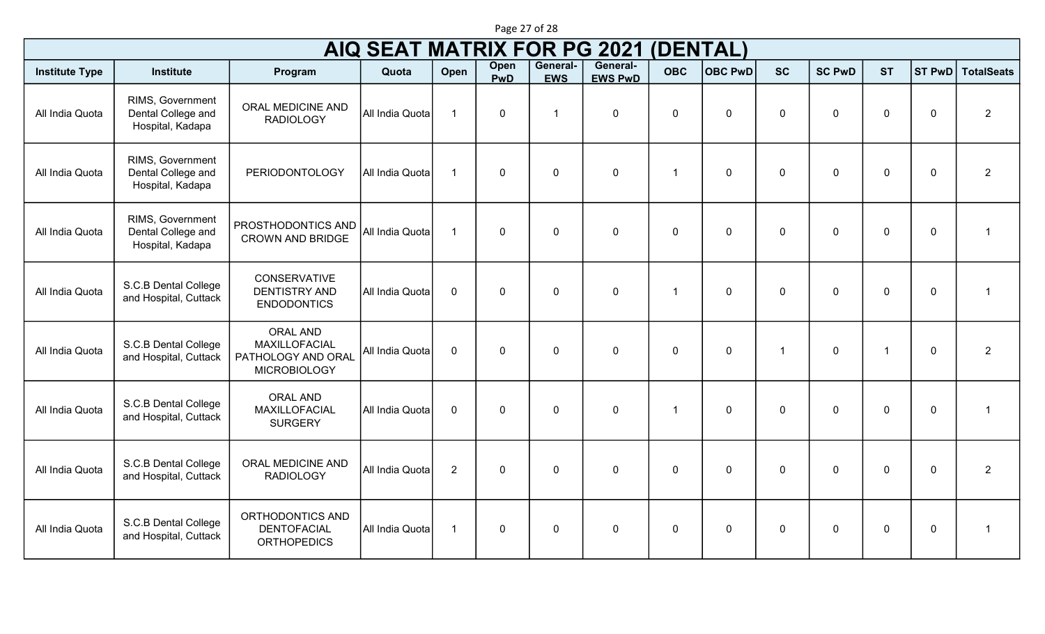# AIQ SEAT MATRIX FOR PG 2021 (DENTAL)

| Institute Type | Institute | Program | Quota | Open | Open PwD | General-EWS | General-EWS PwD | OBC | OBC PwD | SC | SC PwD | ST | ST PwD | TotalSeats |
|---|---|---|---|---|---|---|---|---|---|---|---|---|---|---|
| All India Quota | RIMS, Government Dental College and Hospital, Kadapa | ORAL MEDICINE AND RADIOLOGY | All India Quota | 1 | 0 | 1 | 0 | 0 | 0 | 0 | 0 | 0 | 0 | 2 |
| All India Quota | RIMS, Government Dental College and Hospital, Kadapa | PERIODONTOLOGY | All India Quota | 1 | 0 | 0 | 0 | 1 | 0 | 0 | 0 | 0 | 0 | 2 |
| All India Quota | RIMS, Government Dental College and Hospital, Kadapa | PROSTHODONTICS AND CROWN AND BRIDGE | All India Quota | 1 | 0 | 0 | 0 | 0 | 0 | 0 | 0 | 0 | 0 | 1 |
| All India Quota | S.C.B Dental College and Hospital, Cuttack | CONSERVATIVE DENTISTRY AND ENDODONTICS | All India Quota | 0 | 0 | 0 | 0 | 1 | 0 | 0 | 0 | 0 | 0 | 1 |
| All India Quota | S.C.B Dental College and Hospital, Cuttack | ORAL AND MAXILLOFACIAL PATHOLOGY AND ORAL MICROBIOLOGY | All India Quota | 0 | 0 | 0 | 0 | 0 | 0 | 1 | 0 | 1 | 0 | 2 |
| All India Quota | S.C.B Dental College and Hospital, Cuttack | ORAL AND MAXILLOFACIAL SURGERY | All India Quota | 0 | 0 | 0 | 0 | 1 | 0 | 0 | 0 | 0 | 0 | 1 |
| All India Quota | S.C.B Dental College and Hospital, Cuttack | ORAL MEDICINE AND RADIOLOGY | All India Quota | 2 | 0 | 0 | 0 | 0 | 0 | 0 | 0 | 0 | 0 | 2 |
| All India Quota | S.C.B Dental College and Hospital, Cuttack | ORTHODONTICS AND DENTOFACIAL ORTHOPEDICS | All India Quota | 1 | 0 | 0 | 0 | 0 | 0 | 0 | 0 | 0 | 0 | 1 |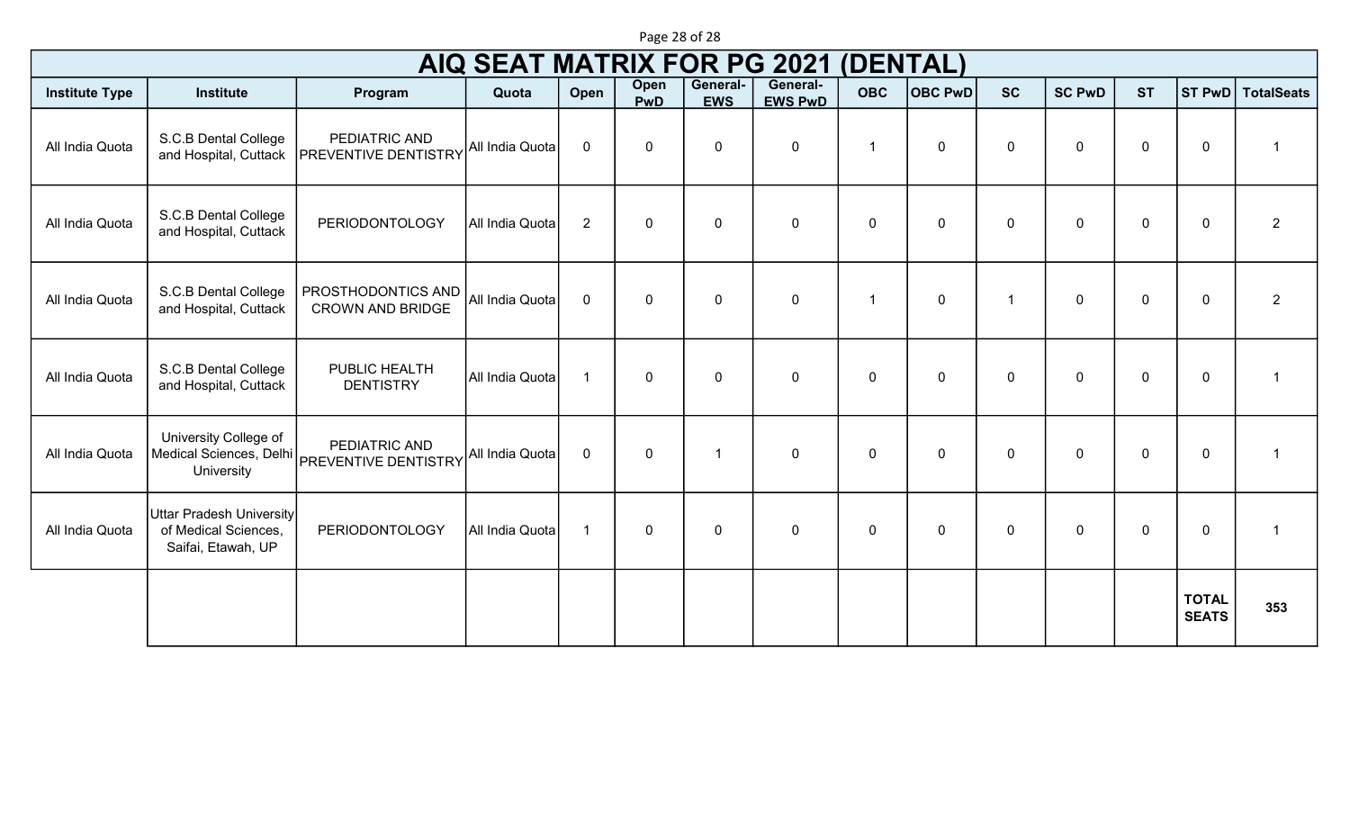# AIQ SEAT MATRIX FOR PG 2021 (DENTAL)

| Institute Type | Institute | Program | Quota | Open | Open PwD | General-EWS | General-EWS PwD | OBC | OBC PwD | SC | SC PwD | ST | ST PwD | TotalSeats |
|---|---|---|---|---|---|---|---|---|---|---|---|---|---|---|
| All India Quota | S.C.B Dental College and Hospital, Cuttack | PEDIATRIC AND PREVENTIVE DENTISTRY | All India Quota | 0 | 0 | 0 | 0 | 1 | 0 | 0 | 0 | 0 | 0 | 1 |
| All India Quota | S.C.B Dental College and Hospital, Cuttack | PERIODONTOLOGY | All India Quota | 2 | 0 | 0 | 0 | 0 | 0 | 0 | 0 | 0 | 0 | 2 |
| All India Quota | S.C.B Dental College and Hospital, Cuttack | PROSTHODONTICS AND CROWN AND BRIDGE | All India Quota | 0 | 0 | 0 | 0 | 1 | 0 | 1 | 0 | 0 | 0 | 2 |
| All India Quota | S.C.B Dental College and Hospital, Cuttack | PUBLIC HEALTH DENTISTRY | All India Quota | 1 | 0 | 0 | 0 | 0 | 0 | 0 | 0 | 0 | 0 | 1 |
| All India Quota | University College of Medical Sciences, Delhi University | PEDIATRIC AND PREVENTIVE DENTISTRY | All India Quota | 0 | 0 | 1 | 0 | 0 | 0 | 0 | 0 | 0 | 0 | 1 |
| All India Quota | Uttar Pradesh University of Medical Sciences, Saifai, Etawah, UP | PERIODONTOLOGY | All India Quota | 1 | 0 | 0 | 0 | 0 | 0 | 0 | 0 | 0 | 0 | 1 |
| | | | | | | | | | | | | | **TOTAL SEATS** | **353** |